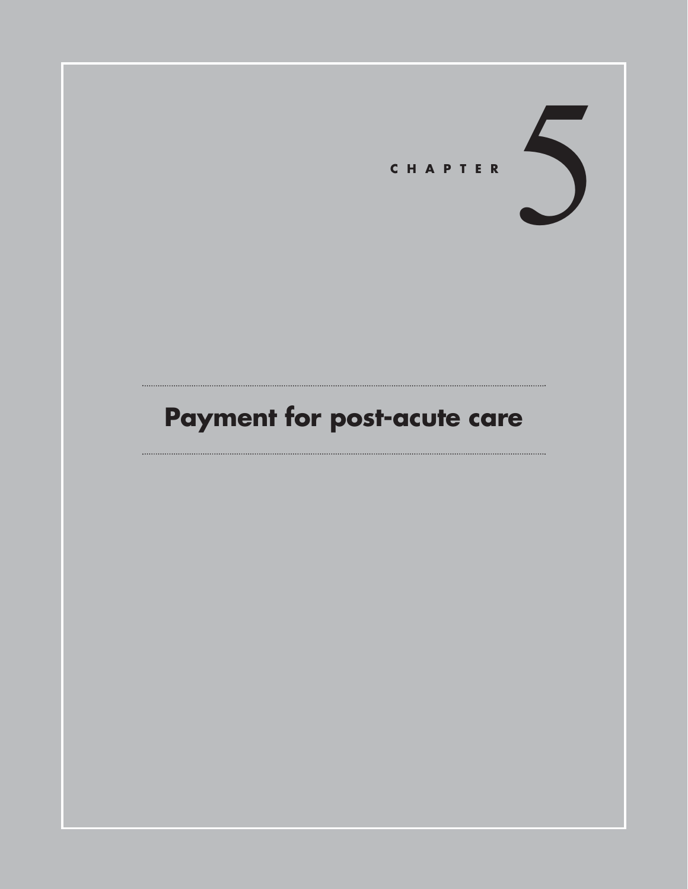# CHAPTER 5

# Payment for post-acute care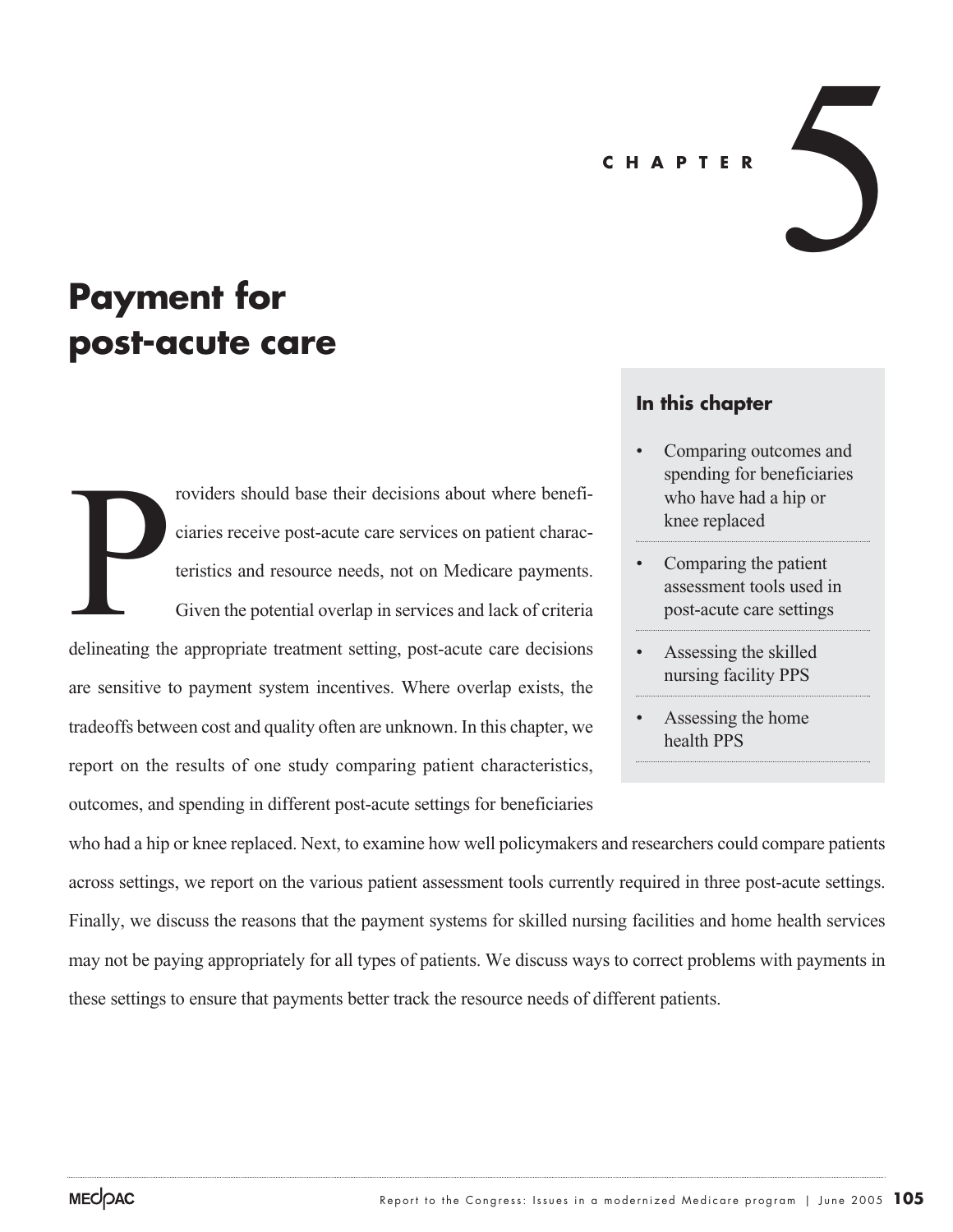CHAPTER 5

# Payment for post-acute care

### In this chapter

- Comparing outcomes and spending for beneficiaries who have had a hip or knee replaced
- Comparing the patient assessment tools used in post-acute care settings
- Assessing the skilled nursing facility PPS
- Assessing the home health PPS

Providers should base their decisions about where beneficiaries receive post-acute care services on patient characteristics and resource needs, not on Medicare payments. Given the potential overlap in services and lack of criteria delineating the appropriate treatment setting, post-acute care decisions are sensitive to payment system incentives. Where overlap exists, the tradeoffs between cost and quality often are unknown. In this chapter, we report on the results of one study comparing patient characteristics, outcomes, and spending in different post-acute settings for beneficiaries who had a hip or knee replaced. Next, to examine how well policymakers and researchers could compare patients across settings, we report on the various patient assessment tools currently required in three post-acute settings. Finally, we discuss the reasons that the payment systems for skilled nursing facilities and home health services may not be paying appropriately for all types of patients. We discuss ways to correct problems with payments in these settings to ensure that payments better track the resource needs of different patients.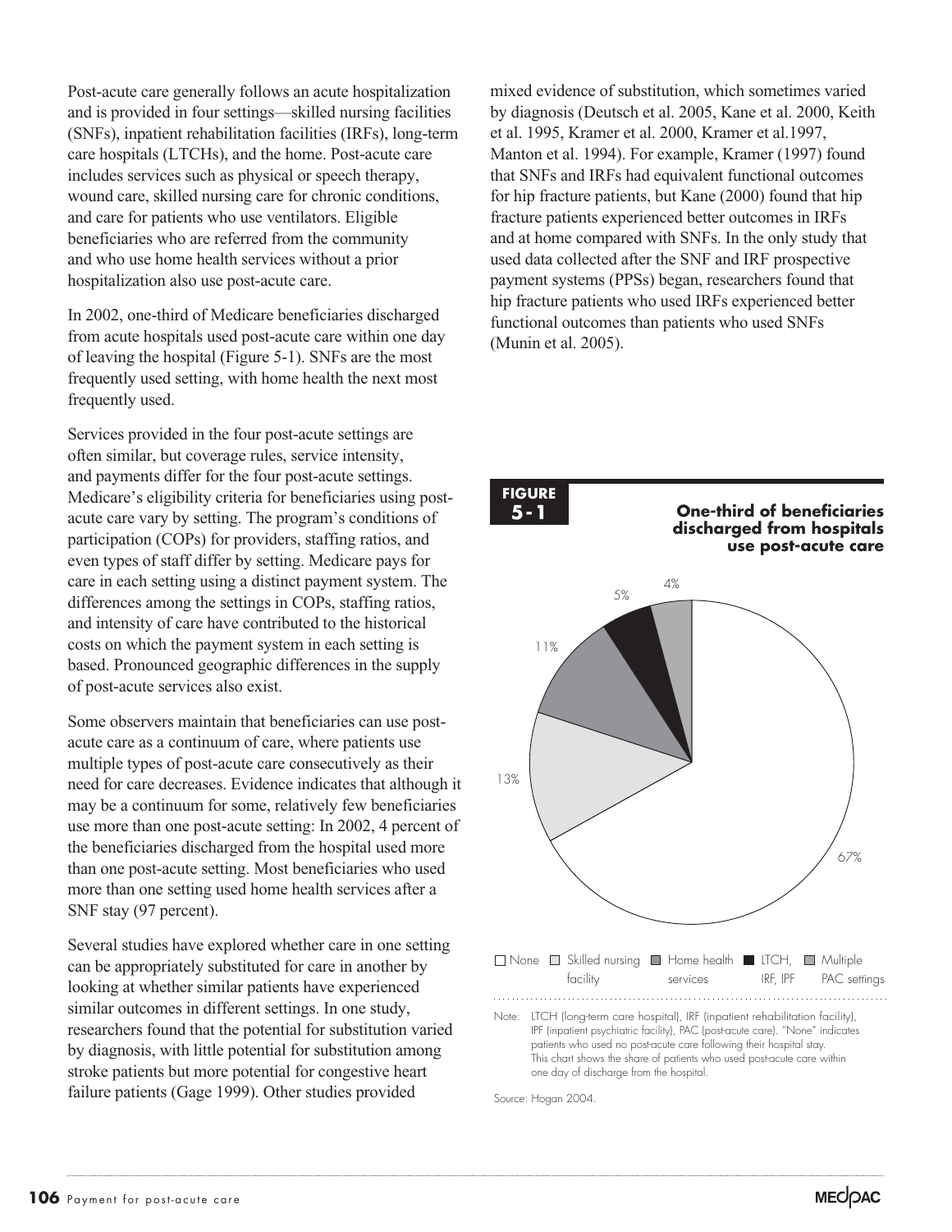Post-acute care generally follows an acute hospitalization and is provided in four settings—skilled nursing facilities (SNFs), inpatient rehabilitation facilities (IRFs), long-term care hospitals (LTCHs), and the home. Post-acute care includes services such as physical or speech therapy, wound care, skilled nursing care for chronic conditions, and care for patients who use ventilators. Eligible beneficiaries who are referred from the community and who use home health services without a prior hospitalization also use post-acute care.

In 2002, one-third of Medicare beneficiaries discharged from acute hospitals used post-acute care within one day of leaving the hospital (Figure 5-1). SNFs are the most frequently used setting, with home health the next most frequently used.

Services provided in the four post-acute settings are often similar, but coverage rules, service intensity, and payments differ for the four post-acute settings. Medicare's eligibility criteria for beneficiaries using post-acute care vary by setting. The program's conditions of participation (COPs) for providers, staffing ratios, and even types of staff differ by setting. Medicare pays for care in each setting using a distinct payment system. The differences among the settings in COPs, staffing ratios, and intensity of care have contributed to the historical costs on which the payment system in each setting is based. Pronounced geographic differences in the supply of post-acute services also exist.

Some observers maintain that beneficiaries can use post-acute care as a continuum of care, where patients use multiple types of post-acute care consecutively as their need for care decreases. Evidence indicates that although it may be a continuum for some, relatively few beneficiaries use more than one post-acute setting: In 2002, 4 percent of the beneficiaries discharged from the hospital used more than one post-acute setting. Most beneficiaries who used more than one setting used home health services after a SNF stay (97 percent).

Several studies have explored whether care in one setting can be appropriately substituted for care in another by looking at whether similar patients have experienced similar outcomes in different settings. In one study, researchers found that the potential for substitution varied by diagnosis, with little potential for substitution among stroke patients but more potential for congestive heart failure patients (Gage 1999). Other studies provided mixed evidence of substitution, which sometimes varied by diagnosis (Deutsch et al. 2005, Kane et al. 2000, Keith et al. 1995, Kramer et al. 2000, Kramer et al.1997, Manton et al. 1994). For example, Kramer (1997) found that SNFs and IRFs had equivalent functional outcomes for hip fracture patients, but Kane (2000) found that hip fracture patients experienced better outcomes in IRFs and at home compared with SNFs. In the only study that used data collected after the SNF and IRF prospective payment systems (PPSs) began, researchers found that hip fracture patients who used IRFs experienced better functional outcomes than patients who used SNFs (Munin et al. 2005).

**FIGURE 5-1**

**One-third of beneficiaries discharged from hospitals use post-acute care**

| Category | Share |
|---|---|
| None | 67% |
| Skilled nursing facility | 13% |
| Home health services | 11% |
| LTCH, IRF, IPF | 5% |
| Multiple PAC settings | 4% |

Note: LTCH (long-term care hospital), IRF (inpatient rehabilitation facility), IPF (inpatient psychiatric facility), PAC (post-acute care). "None" indicates patients who used no post-acute care following their hospital stay. This chart shows the share of patients who used post-acute care within one day of discharge from the hospital.

Source: Hogan 2004.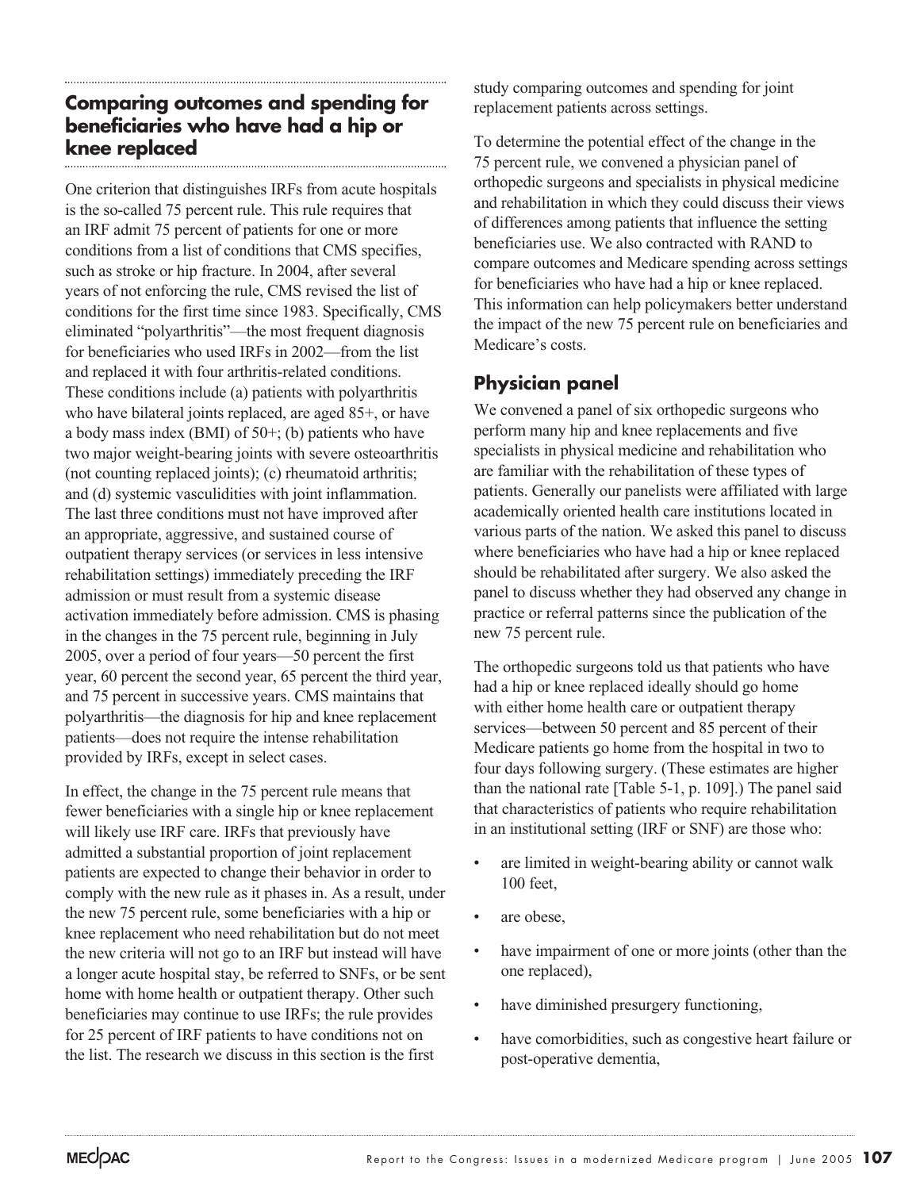## Comparing outcomes and spending for beneficiaries who have had a hip or knee replaced

One criterion that distinguishes IRFs from acute hospitals is the so-called 75 percent rule. This rule requires that an IRF admit 75 percent of patients for one or more conditions from a list of conditions that CMS specifies, such as stroke or hip fracture. In 2004, after several years of not enforcing the rule, CMS revised the list of conditions for the first time since 1983. Specifically, CMS eliminated "polyarthritis"—the most frequent diagnosis for beneficiaries who used IRFs in 2002—from the list and replaced it with four arthritis-related conditions. These conditions include (a) patients with polyarthritis who have bilateral joints replaced, are aged 85+, or have a body mass index (BMI) of 50+; (b) patients who have two major weight-bearing joints with severe osteoarthritis (not counting replaced joints); (c) rheumatoid arthritis; and (d) systemic vasculidities with joint inflammation. The last three conditions must not have improved after an appropriate, aggressive, and sustained course of outpatient therapy services (or services in less intensive rehabilitation settings) immediately preceding the IRF admission or must result from a systemic disease activation immediately before admission. CMS is phasing in the changes in the 75 percent rule, beginning in July 2005, over a period of four years—50 percent the first year, 60 percent the second year, 65 percent the third year, and 75 percent in successive years. CMS maintains that polyarthritis—the diagnosis for hip and knee replacement patients—does not require the intense rehabilitation provided by IRFs, except in select cases.

In effect, the change in the 75 percent rule means that fewer beneficiaries with a single hip or knee replacement will likely use IRF care. IRFs that previously have admitted a substantial proportion of joint replacement patients are expected to change their behavior in order to comply with the new rule as it phases in. As a result, under the new 75 percent rule, some beneficiaries with a hip or knee replacement who need rehabilitation but do not meet the new criteria will not go to an IRF but instead will have a longer acute hospital stay, be referred to SNFs, or be sent home with home health or outpatient therapy. Other such beneficiaries may continue to use IRFs; the rule provides for 25 percent of IRF patients to have conditions not on the list. The research we discuss in this section is the first study comparing outcomes and spending for joint replacement patients across settings.

To determine the potential effect of the change in the 75 percent rule, we convened a physician panel of orthopedic surgeons and specialists in physical medicine and rehabilitation in which they could discuss their views of differences among patients that influence the setting beneficiaries use. We also contracted with RAND to compare outcomes and Medicare spending across settings for beneficiaries who have had a hip or knee replaced. This information can help policymakers better understand the impact of the new 75 percent rule on beneficiaries and Medicare's costs.

### Physician panel

We convened a panel of six orthopedic surgeons who perform many hip and knee replacements and five specialists in physical medicine and rehabilitation who are familiar with the rehabilitation of these types of patients. Generally our panelists were affiliated with large academically oriented health care institutions located in various parts of the nation. We asked this panel to discuss where beneficiaries who have had a hip or knee replaced should be rehabilitated after surgery. We also asked the panel to discuss whether they had observed any change in practice or referral patterns since the publication of the new 75 percent rule.

The orthopedic surgeons told us that patients who have had a hip or knee replaced ideally should go home with either home health care or outpatient therapy services—between 50 percent and 85 percent of their Medicare patients go home from the hospital in two to four days following surgery. (These estimates are higher than the national rate [Table 5-1, p. 109].) The panel said that characteristics of patients who require rehabilitation in an institutional setting (IRF or SNF) are those who:

- are limited in weight-bearing ability or cannot walk 100 feet,
- are obese,
- have impairment of one or more joints (other than the one replaced),
- have diminished presurgery functioning,
- have comorbidities, such as congestive heart failure or post-operative dementia,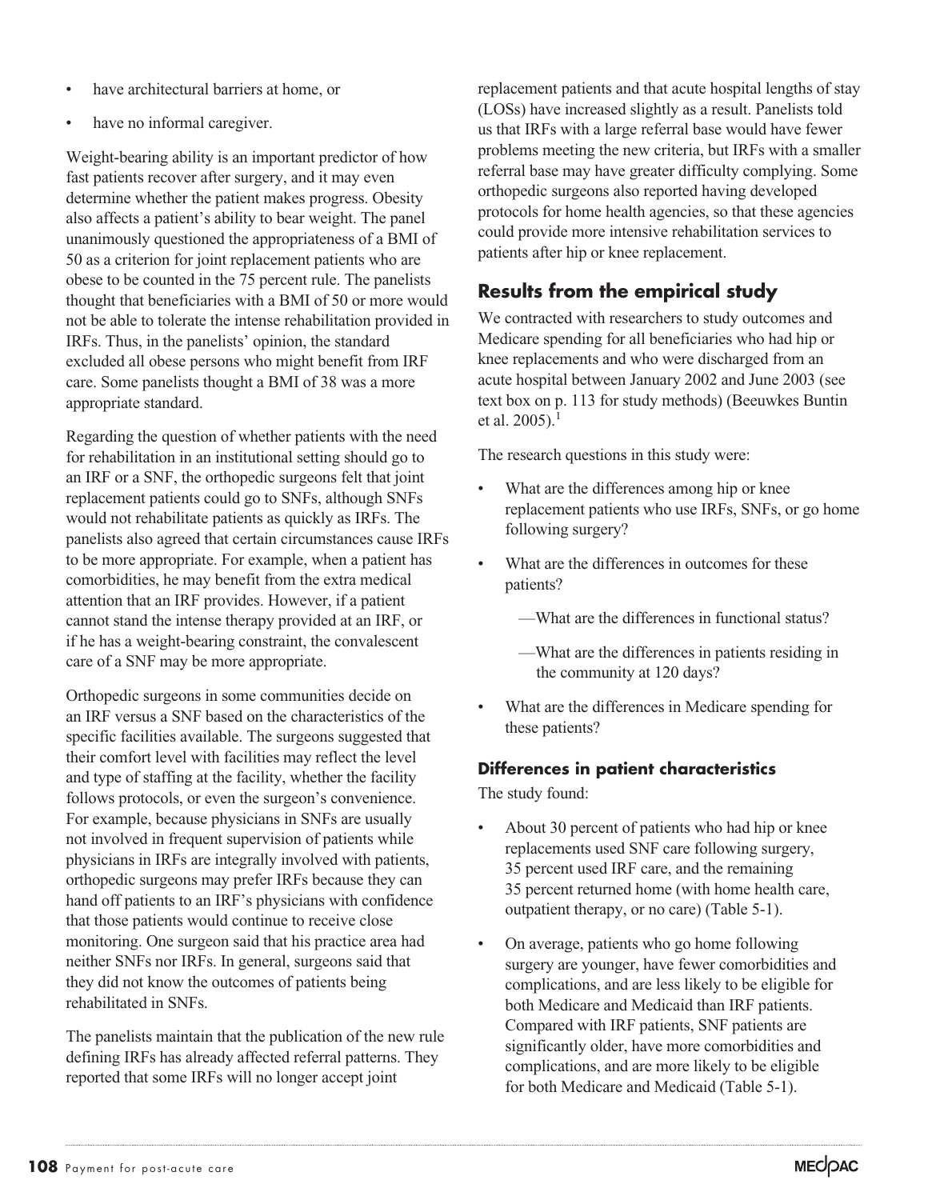- have architectural barriers at home, or
- have no informal caregiver.

Weight-bearing ability is an important predictor of how fast patients recover after surgery, and it may even determine whether the patient makes progress. Obesity also affects a patient's ability to bear weight. The panel unanimously questioned the appropriateness of a BMI of 50 as a criterion for joint replacement patients who are obese to be counted in the 75 percent rule. The panelists thought that beneficiaries with a BMI of 50 or more would not be able to tolerate the intense rehabilitation provided in IRFs. Thus, in the panelists' opinion, the standard excluded all obese persons who might benefit from IRF care. Some panelists thought a BMI of 38 was a more appropriate standard.

Regarding the question of whether patients with the need for rehabilitation in an institutional setting should go to an IRF or a SNF, the orthopedic surgeons felt that joint replacement patients could go to SNFs, although SNFs would not rehabilitate patients as quickly as IRFs. The panelists also agreed that certain circumstances cause IRFs to be more appropriate. For example, when a patient has comorbidities, he may benefit from the extra medical attention that an IRF provides. However, if a patient cannot stand the intense therapy provided at an IRF, or if he has a weight-bearing constraint, the convalescent care of a SNF may be more appropriate.

Orthopedic surgeons in some communities decide on an IRF versus a SNF based on the characteristics of the specific facilities available. The surgeons suggested that their comfort level with facilities may reflect the level and type of staffing at the facility, whether the facility follows protocols, or even the surgeon's convenience. For example, because physicians in SNFs are usually not involved in frequent supervision of patients while physicians in IRFs are integrally involved with patients, orthopedic surgeons may prefer IRFs because they can hand off patients to an IRF's physicians with confidence that those patients would continue to receive close monitoring. One surgeon said that his practice area had neither SNFs nor IRFs. In general, surgeons said that they did not know the outcomes of patients being rehabilitated in SNFs.

The panelists maintain that the publication of the new rule defining IRFs has already affected referral patterns. They reported that some IRFs will no longer accept joint replacement patients and that acute hospital lengths of stay (LOSs) have increased slightly as a result. Panelists told us that IRFs with a large referral base would have fewer problems meeting the new criteria, but IRFs with a smaller referral base may have greater difficulty complying. Some orthopedic surgeons also reported having developed protocols for home health agencies, so that these agencies could provide more intensive rehabilitation services to patients after hip or knee replacement.

## Results from the empirical study

We contracted with researchers to study outcomes and Medicare spending for all beneficiaries who had hip or knee replacements and who were discharged from an acute hospital between January 2002 and June 2003 (see text box on p. 113 for study methods) (Beeuwkes Buntin et al. 2005).[1]

The research questions in this study were:

- What are the differences among hip or knee replacement patients who use IRFs, SNFs, or go home following surgery?
- What are the differences in outcomes for these patients?
  - —What are the differences in functional status?
  - —What are the differences in patients residing in the community at 120 days?
- What are the differences in Medicare spending for these patients?

### Differences in patient characteristics

The study found:

- About 30 percent of patients who had hip or knee replacements used SNF care following surgery, 35 percent used IRF care, and the remaining 35 percent returned home (with home health care, outpatient therapy, or no care) (Table 5-1).
- On average, patients who go home following surgery are younger, have fewer comorbidities and complications, and are less likely to be eligible for both Medicare and Medicaid than IRF patients. Compared with IRF patients, SNF patients are significantly older, have more comorbidities and complications, and are more likely to be eligible for both Medicare and Medicaid (Table 5-1).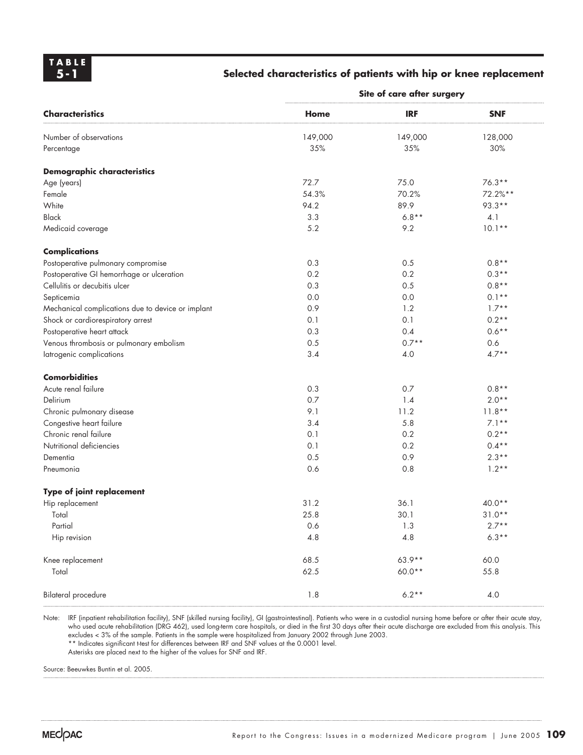**TABLE 5-1**

**Selected characteristics of patients with hip or knee replacement**

| | Site of care after surgery | | |
|---|---|---|---|
| **Characteristics** | **Home** | **IRF** | **SNF** |
| Number of observations | 149,000 | 149,000 | 128,000 |
| Percentage | 35% | 35% | 30% |
| **Demographic characteristics** | | | |
| Age (years) | 72.7 | 75.0 | 76.3** |
| Female | 54.3% | 70.2% | 72.2%** |
| White | 94.2 | 89.9 | 93.3** |
| Black | 3.3 | 6.8** | 4.1 |
| Medicaid coverage | 5.2 | 9.2 | 10.1** |
| **Complications** | | | |
| Postoperative pulmonary compromise | 0.3 | 0.5 | 0.8** |
| Postoperative GI hemorrhage or ulceration | 0.2 | 0.2 | 0.3** |
| Cellulitis or decubitis ulcer | 0.3 | 0.5 | 0.8** |
| Septicemia | 0.0 | 0.0 | 0.1** |
| Mechanical complications due to device or implant | 0.9 | 1.2 | 1.7** |
| Shock or cardiorespiratory arrest | 0.1 | 0.1 | 0.2** |
| Postoperative heart attack | 0.3 | 0.4 | 0.6** |
| Venous thrombosis or pulmonary embolism | 0.5 | 0.7** | 0.6 |
| Iatrogenic complications | 3.4 | 4.0 | 4.7** |
| **Comorbidities** | | | |
| Acute renal failure | 0.3 | 0.7 | 0.8** |
| Delirium | 0.7 | 1.4 | 2.0** |
| Chronic pulmonary disease | 9.1 | 11.2 | 11.8** |
| Congestive heart failure | 3.4 | 5.8 | 7.1** |
| Chronic renal failure | 0.1 | 0.2 | 0.2** |
| Nutritional deficiencies | 0.1 | 0.2 | 0.4** |
| Dementia | 0.5 | 0.9 | 2.3** |
| Pneumonia | 0.6 | 0.8 | 1.2** |
| **Type of joint replacement** | | | |
| Hip replacement | 31.2 | 36.1 | 40.0** |
| Total | 25.8 | 30.1 | 31.0** |
| Partial | 0.6 | 1.3 | 2.7** |
| Hip revision | 4.8 | 4.8 | 6.3** |
| Knee replacement | 68.5 | 63.9** | 60.0 |
| Total | 62.5 | 60.0** | 55.8 |
| Bilateral procedure | 1.8 | 6.2** | 4.0 |

Note: IRF (inpatient rehabilitation facility), SNF (skilled nursing facility), GI (gastrointestinal). Patients who were in a custodial nursing home before or after their acute stay, who used acute rehabilitation (DRG 462), used long-term care hospitals, or died in the first 30 days after their acute discharge are excluded from this analysis. This excludes < 3% of the sample. Patients in the sample were hospitalized from January 2002 through June 2003.
** Indicates significant t-test for differences between IRF and SNF values at the 0.0001 level.
Asterisks are placed next to the higher of the values for SNF and IRF.

Source: Beeuwkes Buntin et al. 2005.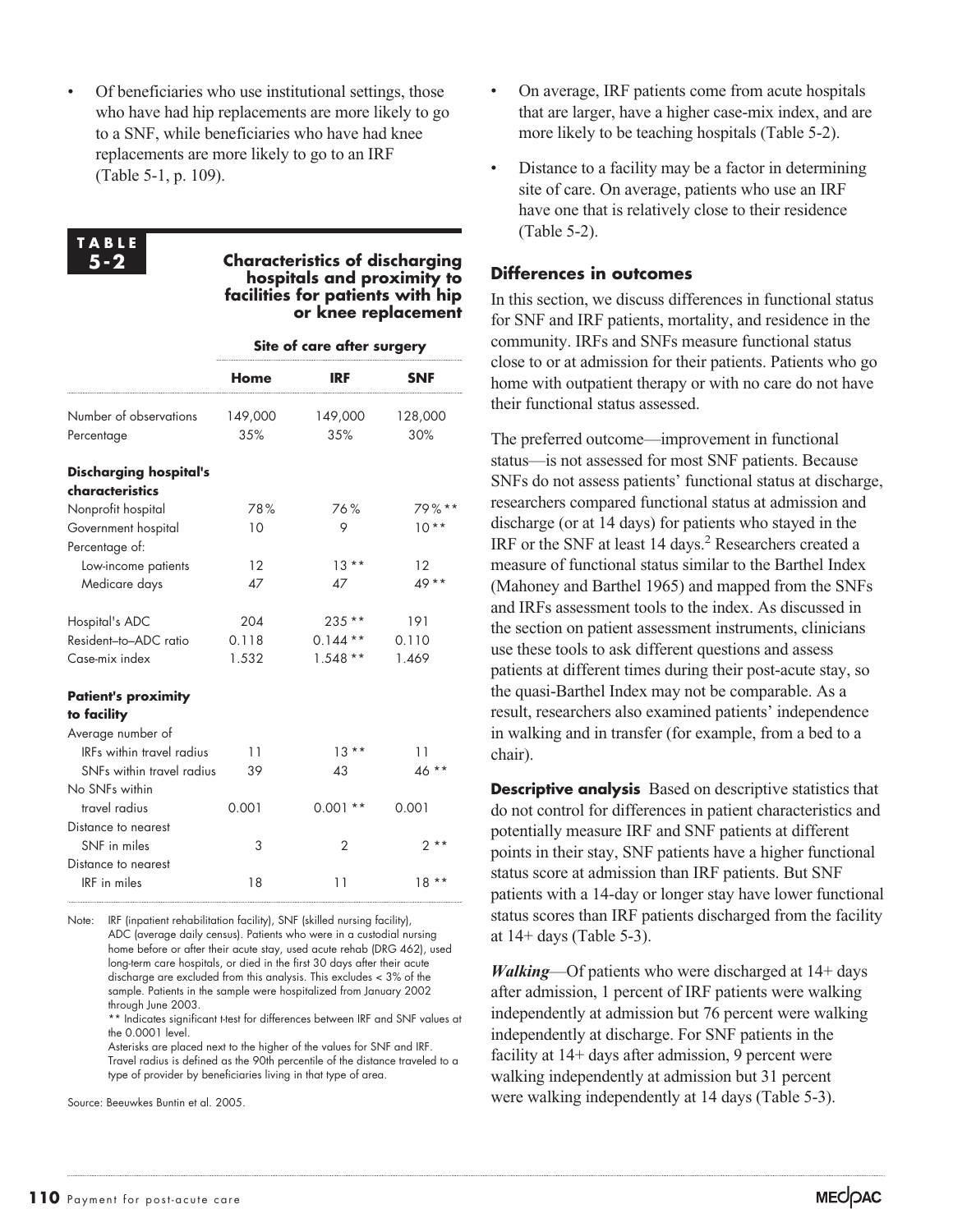- Of beneficiaries who use institutional settings, those who have had hip replacements are more likely to go to a SNF, while beneficiaries who have had knee replacements are more likely to go to an IRF (Table 5-1, p. 109).

**TABLE 5-2**

**Characteristics of discharging hospitals and proximity to facilities for patients with hip or knee replacement**

| | Site of care after surgery | | |
|---|---|---|---|
| | **Home** | **IRF** | **SNF** |
| Number of observations | 149,000 | 149,000 | 128,000 |
| Percentage | 35% | 35% | 30% |
| **Discharging hospital's characteristics** | | | |
| Nonprofit hospital | 78% | 76% | 79%** |
| Government hospital | 10 | 9 | 10** |
| Percentage of: | | | |
| Low-income patients | 12 | 13 ** | 12 |
| Medicare days | 47 | 47 | 49 ** |
| Hospital's ADC | 204 | 235 ** | 191 |
| Resident–to–ADC ratio | 0.118 | 0.144 ** | 0.110 |
| Case-mix index | 1.532 | 1.548 ** | 1.469 |
| **Patient's proximity to facility** | | | |
| Average number of | | | |
| IRFs within travel radius | 11 | 13 ** | 11 |
| SNFs within travel radius | 39 | 43 | 46 ** |
| No SNFs within travel radius | 0.001 | 0.001 ** | 0.001 |
| Distance to nearest SNF in miles | 3 | 2 | 2 ** |
| Distance to nearest IRF in miles | 18 | 11 | 18 ** |

Note: IRF (inpatient rehabilitation facility), SNF (skilled nursing facility), ADC (average daily census). Patients who were in a custodial nursing home before or after their acute stay, used acute rehab (DRG 462), used long-term care hospitals, or died in the first 30 days after their acute discharge are excluded from this analysis. This excludes < 3% of the sample. Patients in the sample were hospitalized from January 2002 through June 2003.
** Indicates significant t-test for differences between IRF and SNF values at the 0.0001 level.
Asterisks are placed next to the higher of the values for SNF and IRF.
Travel radius is defined as the 90th percentile of the distance traveled to a type of provider by beneficiaries living in that type of area.

Source: Beeuwkes Buntin et al. 2005.

- On average, IRF patients come from acute hospitals that are larger, have a higher case-mix index, and are more likely to be teaching hospitals (Table 5-2).
- Distance to a facility may be a factor in determining site of care. On average, patients who use an IRF have one that is relatively close to their residence (Table 5-2).

## Differences in outcomes

In this section, we discuss differences in functional status for SNF and IRF patients, mortality, and residence in the community. IRFs and SNFs measure functional status close to or at admission for their patients. Patients who go home with outpatient therapy or with no care do not have their functional status assessed.

The preferred outcome—improvement in functional status—is not assessed for most SNF patients. Because SNFs do not assess patients' functional status at discharge, researchers compared functional status at admission and discharge (or at 14 days) for patients who stayed in the IRF or the SNF at least 14 days.[2] Researchers created a measure of functional status similar to the Barthel Index (Mahoney and Barthel 1965) and mapped from the SNFs and IRFs assessment tools to the index. As discussed in the section on patient assessment instruments, clinicians use these tools to ask different questions and assess patients at different times during their post-acute stay, so the quasi-Barthel Index may not be comparable. As a result, researchers also examined patients' independence in walking and in transfer (for example, from a bed to a chair).

**Descriptive analysis** Based on descriptive statistics that do not control for differences in patient characteristics and potentially measure IRF and SNF patients at different points in their stay, SNF patients have a higher functional status score at admission than IRF patients. But SNF patients with a 14-day or longer stay have lower functional status scores than IRF patients discharged from the facility at 14+ days (Table 5-3).

***Walking***—Of patients who were discharged at 14+ days after admission, 1 percent of IRF patients were walking independently at admission but 76 percent were walking independently at discharge. For SNF patients in the facility at 14+ days after admission, 9 percent were walking independently at admission but 31 percent were walking independently at 14 days (Table 5-3).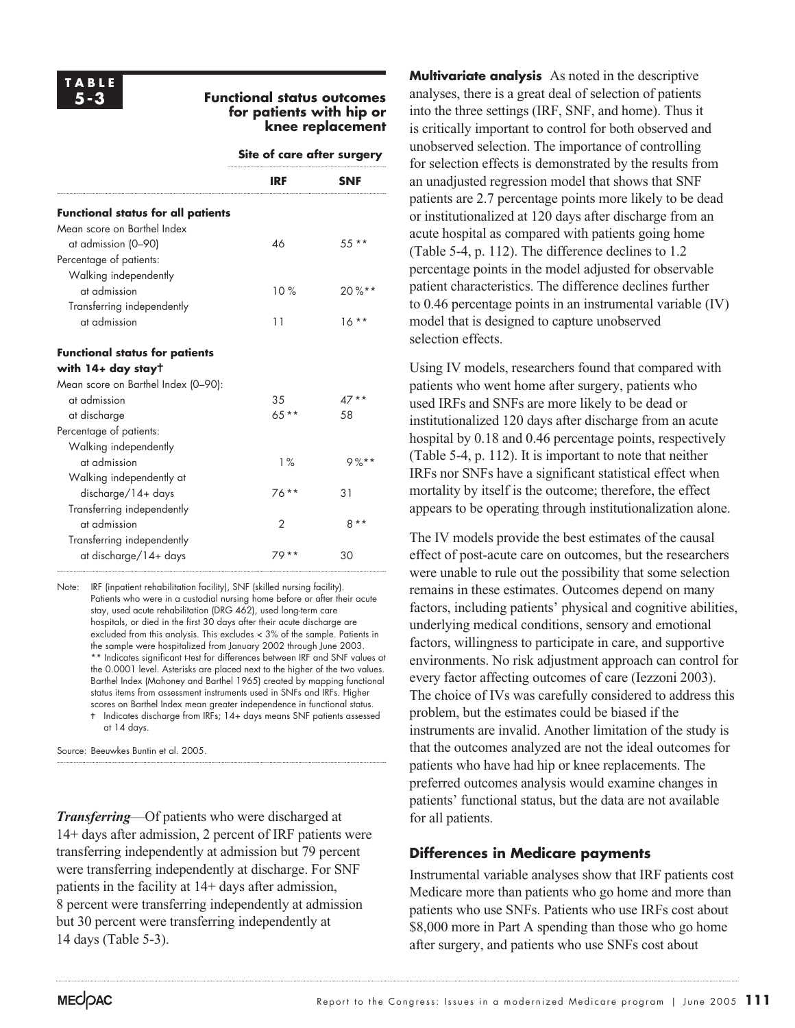**TABLE 5-3**

**Functional status outcomes for patients with hip or knee replacement**

| | Site of care after surgery | |
|---|---|---|
| | **IRF** | **SNF** |
| **Functional status for all patients** | | |
| Mean score on Barthel Index at admission (0–90) | 46 | 55 ** |
| Percentage of patients: | | |
| Walking independently at admission | 10% | 20%** |
| Transferring independently at admission | 11 | 16 ** |
| **Functional status for patients with 14+ day stay†** | | |
| Mean score on Barthel Index (0–90): | | |
| at admission | 35 | 47 ** |
| at discharge | 65 ** | 58 |
| Percentage of patients: | | |
| Walking independently at admission | 1% | 9%** |
| Walking independently at discharge/14+ days | 76 ** | 31 |
| Transferring independently at admission | 2 | 8 ** |
| Transferring independently at discharge/14+ days | 79 ** | 30 |

Note: IRF (inpatient rehabilitation facility), SNF (skilled nursing facility). Patients who were in a custodial nursing home before or after their acute stay, used acute rehabilitation (DRG 462), used long-term care hospitals, or died in the first 30 days after their acute discharge are excluded from this analysis. This excludes < 3% of the sample. Patients in the sample were hospitalized from January 2002 through June 2003.
** Indicates significant t-test for differences between IRF and SNF values at the 0.0001 level. Asterisks are placed next to the higher of the two values. Barthel Index (Mahoney and Barthel 1965) created by mapping functional status items from assessment instruments used in SNFs and IRFs. Higher scores on Barthel Index mean greater independence in functional status.
† Indicates discharge from IRFs; 14+ days means SNF patients assessed at 14 days.

Source: Beeuwkes Buntin et al. 2005.

***Transferring***—Of patients who were discharged at 14+ days after admission, 2 percent of IRF patients were transferring independently at admission but 79 percent were transferring independently at discharge. For SNF patients in the facility at 14+ days after admission, 8 percent were transferring independently at admission but 30 percent were transferring independently at 14 days (Table 5-3).

**Multivariate analysis** As noted in the descriptive analyses, there is a great deal of selection of patients into the three settings (IRF, SNF, and home). Thus it is critically important to control for both observed and unobserved selection. The importance of controlling for selection effects is demonstrated by the results from an unadjusted regression model that shows that SNF patients are 2.7 percentage points more likely to be dead or institutionalized at 120 days after discharge from an acute hospital as compared with patients going home (Table 5-4, p. 112). The difference declines to 1.2 percentage points in the model adjusted for observable patient characteristics. The difference declines further to 0.46 percentage points in an instrumental variable (IV) model that is designed to capture unobserved selection effects.

Using IV models, researchers found that compared with patients who went home after surgery, patients who used IRFs and SNFs are more likely to be dead or institutionalized 120 days after discharge from an acute hospital by 0.18 and 0.46 percentage points, respectively (Table 5-4, p. 112). It is important to note that neither IRFs nor SNFs have a significant statistical effect when mortality by itself is the outcome; therefore, the effect appears to be operating through institutionalization alone.

The IV models provide the best estimates of the causal effect of post-acute care on outcomes, but the researchers were unable to rule out the possibility that some selection remains in these estimates. Outcomes depend on many factors, including patients' physical and cognitive abilities, underlying medical conditions, sensory and emotional factors, willingness to participate in care, and supportive environments. No risk adjustment approach can control for every factor affecting outcomes of care (Iezzoni 2003). The choice of IVs was carefully considered to address this problem, but the estimates could be biased if the instruments are invalid. Another limitation of the study is that the outcomes analyzed are not the ideal outcomes for patients who have had hip or knee replacements. The preferred outcomes analysis would examine changes in patients' functional status, but the data are not available for all patients.

### Differences in Medicare payments

Instrumental variable analyses show that IRF patients cost Medicare more than patients who go home and more than patients who use SNFs. Patients who use IRFs cost about $8,000 more in Part A spending than those who go home after surgery, and patients who use SNFs cost about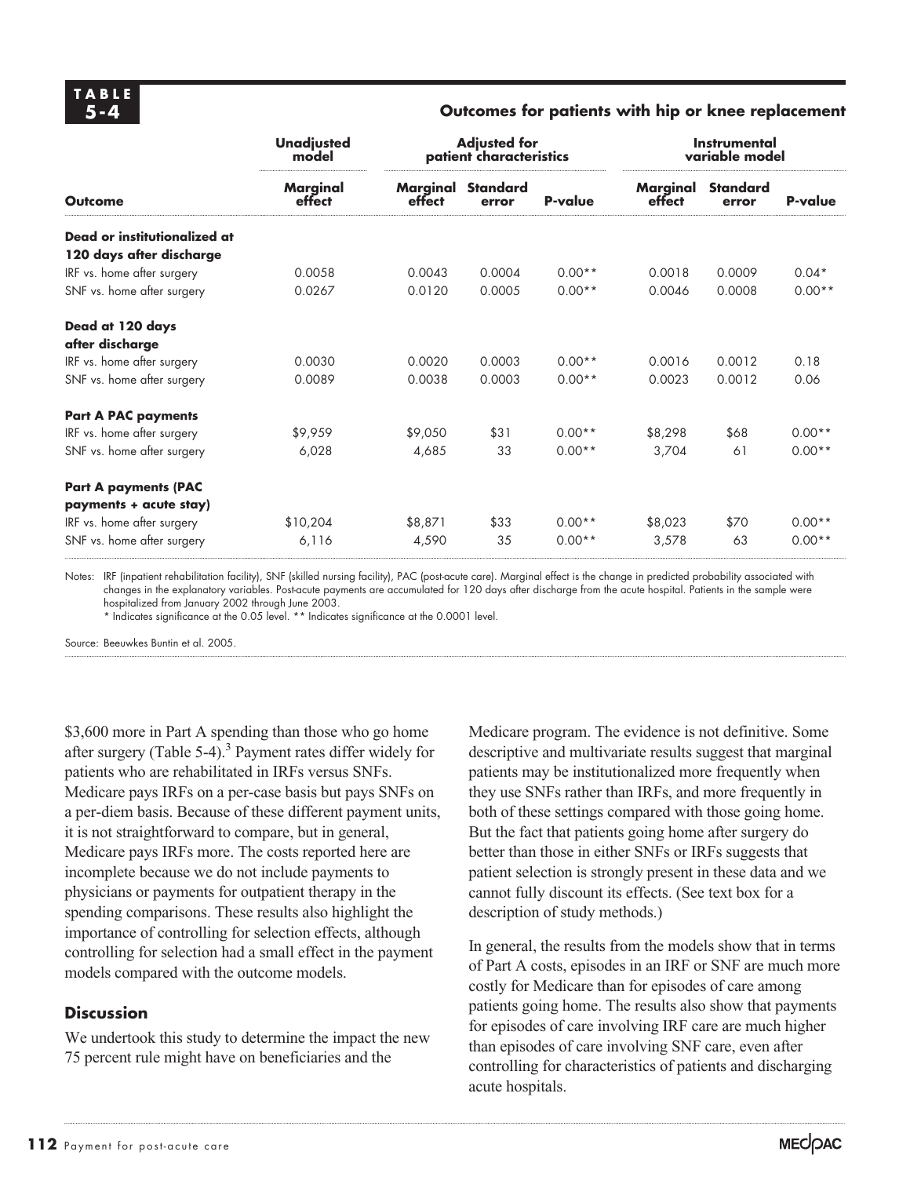**TABLE 5-4**

**Outcomes for patients with hip or knee replacement**

| | Unadjusted model | Adjusted for patient characteristics | | | Instrumental variable model | | |
|---|---|---|---|---|---|---|---|
| **Outcome** | **Marginal effect** | **Marginal effect** | **Standard error** | **P-value** | **Marginal effect** | **Standard error** | **P-value** |
| **Dead or institutionalized at 120 days after discharge** | | | | | | | |
| IRF vs. home after surgery | 0.0058 | 0.0043 | 0.0004 | 0.00** | 0.0018 | 0.0009 | 0.04* |
| SNF vs. home after surgery | 0.0267 | 0.0120 | 0.0005 | 0.00** | 0.0046 | 0.0008 | 0.00** |
| **Dead at 120 days after discharge** | | | | | | | |
| IRF vs. home after surgery | 0.0030 | 0.0020 | 0.0003 | 0.00** | 0.0016 | 0.0012 | 0.18 |
| SNF vs. home after surgery | 0.0089 | 0.0038 | 0.0003 | 0.00** | 0.0023 | 0.0012 | 0.06 |
| **Part A PAC payments** | | | | | | | |
| IRF vs. home after surgery | $9,959 | $9,050 | $31 | 0.00** | $8,298 | $68 | 0.00** |
| SNF vs. home after surgery | 6,028 | 4,685 | 33 | 0.00** | 3,704 | 61 | 0.00** |
| **Part A payments (PAC payments + acute stay)** | | | | | | | |
| IRF vs. home after surgery | $10,204 | $8,871 | $33 | 0.00** | $8,023 | $70 | 0.00** |
| SNF vs. home after surgery | 6,116 | 4,590 | 35 | 0.00** | 3,578 | 63 | 0.00** |

Notes: IRF (inpatient rehabilitation facility), SNF (skilled nursing facility), PAC (post-acute care). Marginal effect is the change in predicted probability associated with changes in the explanatory variables. Post-acute payments are accumulated for 120 days after discharge from the acute hospital. Patients in the sample were hospitalized from January 2002 through June 2003.
\* Indicates significance at the 0.05 level. ** Indicates significance at the 0.0001 level.

Source: Beeuwkes Buntin et al. 2005.

$3,600 more in Part A spending than those who go home after surgery (Table 5-4).[3] Payment rates differ widely for patients who are rehabilitated in IRFs versus SNFs. Medicare pays IRFs on a per-case basis but pays SNFs on a per-diem basis. Because of these different payment units, it is not straightforward to compare, but in general, Medicare pays IRFs more. The costs reported here are incomplete because we do not include payments to physicians or payments for outpatient therapy in the spending comparisons. These results also highlight the importance of controlling for selection effects, although controlling for selection had a small effect in the payment models compared with the outcome models.

### Discussion

We undertook this study to determine the impact the new 75 percent rule might have on beneficiaries and the Medicare program. The evidence is not definitive. Some descriptive and multivariate results suggest that marginal patients may be institutionalized more frequently when they use SNFs rather than IRFs, and more frequently in both of these settings compared with those going home. But the fact that patients going home after surgery do better than those in either SNFs or IRFs suggests that patient selection is strongly present in these data and we cannot fully discount its effects. (See text box for a description of study methods.)

In general, the results from the models show that in terms of Part A costs, episodes in an IRF or SNF are much more costly for Medicare than for episodes of care among patients going home. The results also show that payments for episodes of care involving IRF care are much higher than episodes of care involving SNF care, even after controlling for characteristics of patients and discharging acute hospitals.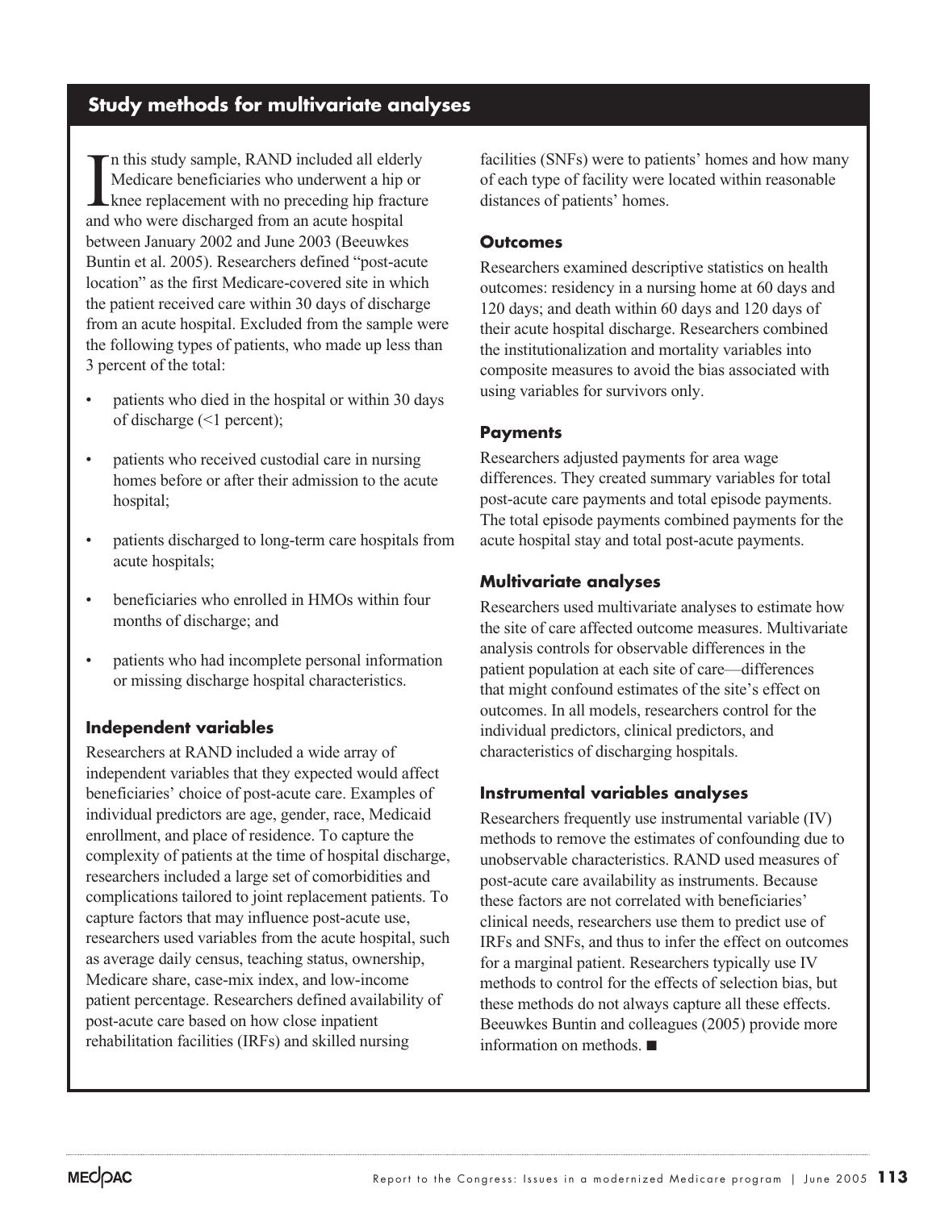## Study methods for multivariate analyses

In this study sample, RAND included all elderly Medicare beneficiaries who underwent a hip or knee replacement with no preceding hip fracture and who were discharged from an acute hospital between January 2002 and June 2003 (Beeuwkes Buntin et al. 2005). Researchers defined "post-acute location" as the first Medicare-covered site in which the patient received care within 30 days of discharge from an acute hospital. Excluded from the sample were the following types of patients, who made up less than 3 percent of the total:

- patients who died in the hospital or within 30 days of discharge (<1 percent);
- patients who received custodial care in nursing homes before or after their admission to the acute hospital;
- patients discharged to long-term care hospitals from acute hospitals;
- beneficiaries who enrolled in HMOs within four months of discharge; and
- patients who had incomplete personal information or missing discharge hospital characteristics.

### Independent variables

Researchers at RAND included a wide array of independent variables that they expected would affect beneficiaries' choice of post-acute care. Examples of individual predictors are age, gender, race, Medicaid enrollment, and place of residence. To capture the complexity of patients at the time of hospital discharge, researchers included a large set of comorbidities and complications tailored to joint replacement patients. To capture factors that may influence post-acute use, researchers used variables from the acute hospital, such as average daily census, teaching status, ownership, Medicare share, case-mix index, and low-income patient percentage. Researchers defined availability of post-acute care based on how close inpatient rehabilitation facilities (IRFs) and skilled nursing facilities (SNFs) were to patients' homes and how many of each type of facility were located within reasonable distances of patients' homes.

### Outcomes

Researchers examined descriptive statistics on health outcomes: residency in a nursing home at 60 days and 120 days; and death within 60 days and 120 days of their acute hospital discharge. Researchers combined the institutionalization and mortality variables into composite measures to avoid the bias associated with using variables for survivors only.

### Payments

Researchers adjusted payments for area wage differences. They created summary variables for total post-acute care payments and total episode payments. The total episode payments combined payments for the acute hospital stay and total post-acute payments.

### Multivariate analyses

Researchers used multivariate analyses to estimate how the site of care affected outcome measures. Multivariate analysis controls for observable differences in the patient population at each site of care—differences that might confound estimates of the site's effect on outcomes. In all models, researchers control for the individual predictors, clinical predictors, and characteristics of discharging hospitals.

### Instrumental variables analyses

Researchers frequently use instrumental variable (IV) methods to remove the estimates of confounding due to unobservable characteristics. RAND used measures of post-acute care availability as instruments. Because these factors are not correlated with beneficiaries' clinical needs, researchers use them to predict use of IRFs and SNFs, and thus to infer the effect on outcomes for a marginal patient. Researchers typically use IV methods to control for the effects of selection bias, but these methods do not always capture all these effects. Beeuwkes Buntin and colleagues (2005) provide more information on methods. ■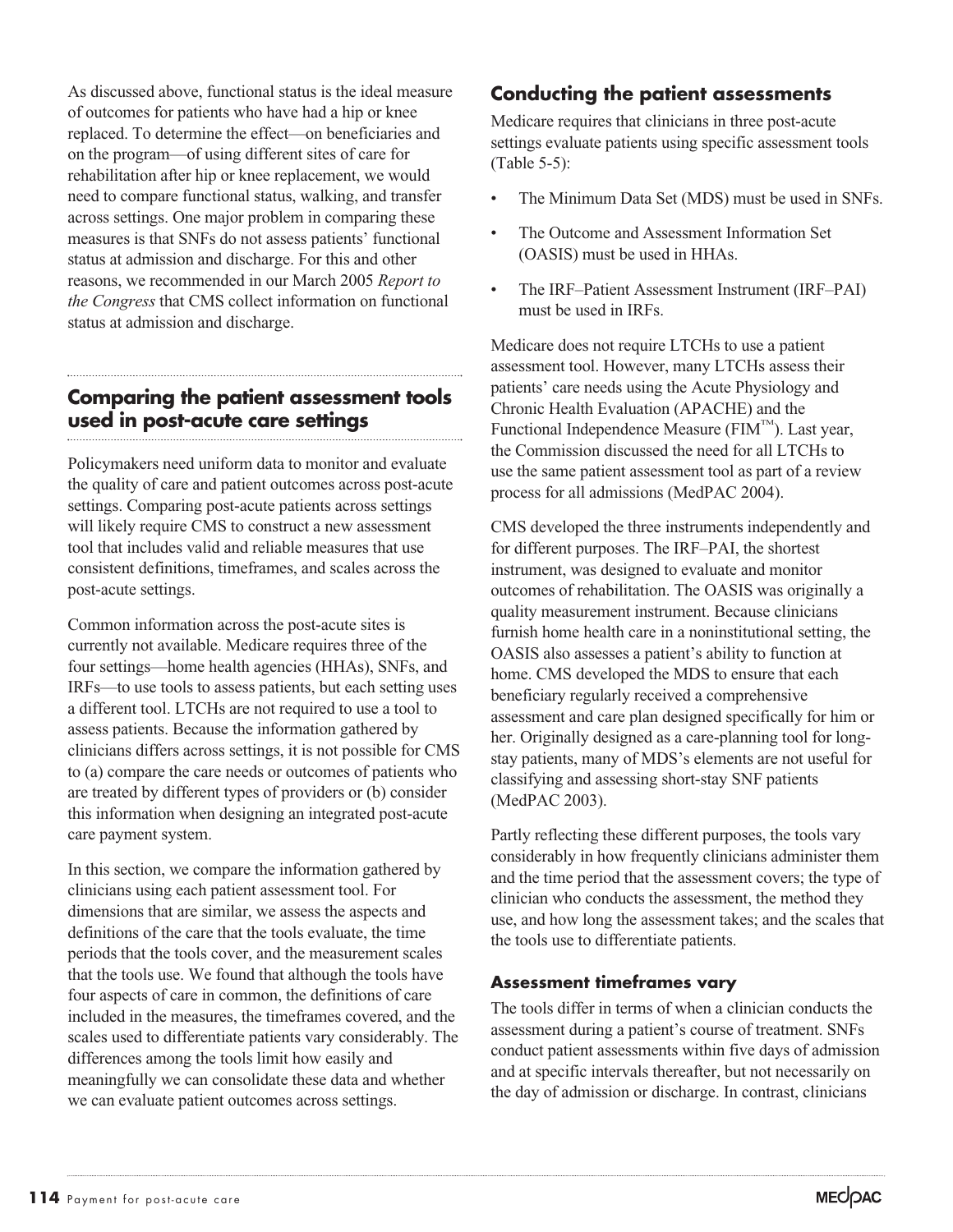As discussed above, functional status is the ideal measure of outcomes for patients who have had a hip or knee replaced. To determine the effect—on beneficiaries and on the program—of using different sites of care for rehabilitation after hip or knee replacement, we would need to compare functional status, walking, and transfer across settings. One major problem in comparing these measures is that SNFs do not assess patients' functional status at admission and discharge. For this and other reasons, we recommended in our March 2005 *Report to the Congress* that CMS collect information on functional status at admission and discharge.

## Comparing the patient assessment tools used in post-acute care settings

Policymakers need uniform data to monitor and evaluate the quality of care and patient outcomes across post-acute settings. Comparing post-acute patients across settings will likely require CMS to construct a new assessment tool that includes valid and reliable measures that use consistent definitions, timeframes, and scales across the post-acute settings.

Common information across the post-acute sites is currently not available. Medicare requires three of the four settings—home health agencies (HHAs), SNFs, and IRFs—to use tools to assess patients, but each setting uses a different tool. LTCHs are not required to use a tool to assess patients. Because the information gathered by clinicians differs across settings, it is not possible for CMS to (a) compare the care needs or outcomes of patients who are treated by different types of providers or (b) consider this information when designing an integrated post-acute care payment system.

In this section, we compare the information gathered by clinicians using each patient assessment tool. For dimensions that are similar, we assess the aspects and definitions of the care that the tools evaluate, the time periods that the tools cover, and the measurement scales that the tools use. We found that although the tools have four aspects of care in common, the definitions of care included in the measures, the timeframes covered, and the scales used to differentiate patients vary considerably. The differences among the tools limit how easily and meaningfully we can consolidate these data and whether we can evaluate patient outcomes across settings.

### Conducting the patient assessments

Medicare requires that clinicians in three post-acute settings evaluate patients using specific assessment tools (Table 5-5):

- The Minimum Data Set (MDS) must be used in SNFs.
- The Outcome and Assessment Information Set (OASIS) must be used in HHAs.
- The IRF–Patient Assessment Instrument (IRF–PAI) must be used in IRFs.

Medicare does not require LTCHs to use a patient assessment tool. However, many LTCHs assess their patients' care needs using the Acute Physiology and Chronic Health Evaluation (APACHE) and the Functional Independence Measure (FIM™). Last year, the Commission discussed the need for all LTCHs to use the same patient assessment tool as part of a review process for all admissions (MedPAC 2004).

CMS developed the three instruments independently and for different purposes. The IRF–PAI, the shortest instrument, was designed to evaluate and monitor outcomes of rehabilitation. The OASIS was originally a quality measurement instrument. Because clinicians furnish home health care in a noninstitutional setting, the OASIS also assesses a patient's ability to function at home. CMS developed the MDS to ensure that each beneficiary regularly received a comprehensive assessment and care plan designed specifically for him or her. Originally designed as a care-planning tool for long-stay patients, many of MDS's elements are not useful for classifying and assessing short-stay SNF patients (MedPAC 2003).

Partly reflecting these different purposes, the tools vary considerably in how frequently clinicians administer them and the time period that the assessment covers; the type of clinician who conducts the assessment, the method they use, and how long the assessment takes; and the scales that the tools use to differentiate patients.

#### Assessment timeframes vary

The tools differ in terms of when a clinician conducts the assessment during a patient's course of treatment. SNFs conduct patient assessments within five days of admission and at specific intervals thereafter, but not necessarily on the day of admission or discharge. In contrast, clinicians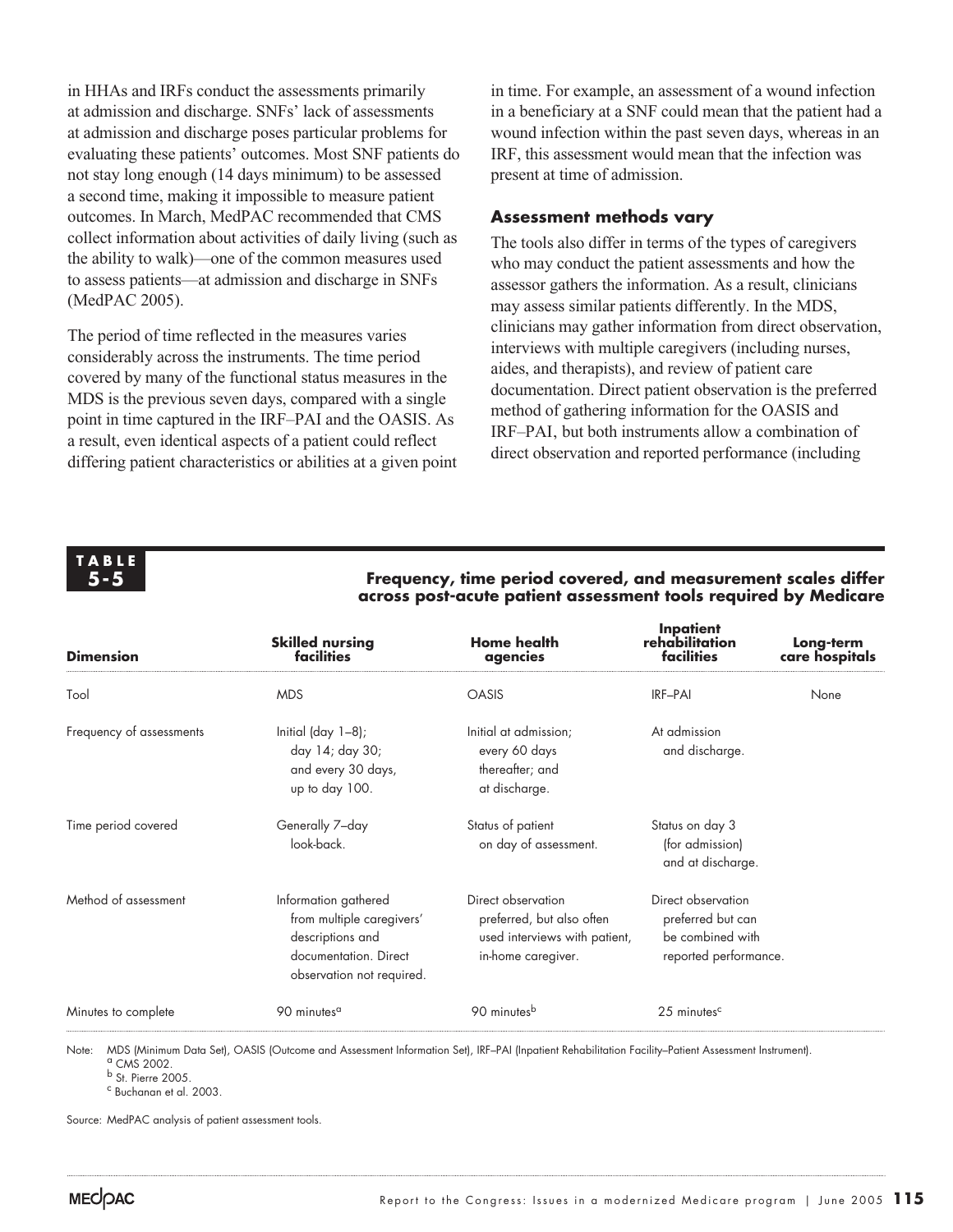in HHAs and IRFs conduct the assessments primarily at admission and discharge. SNFs' lack of assessments at admission and discharge poses particular problems for evaluating these patients' outcomes. Most SNF patients do not stay long enough (14 days minimum) to be assessed a second time, making it impossible to measure patient outcomes. In March, MedPAC recommended that CMS collect information about activities of daily living (such as the ability to walk)—one of the common measures used to assess patients—at admission and discharge in SNFs (MedPAC 2005).

The period of time reflected in the measures varies considerably across the instruments. The time period covered by many of the functional status measures in the MDS is the previous seven days, compared with a single point in time captured in the IRF–PAI and the OASIS. As a result, even identical aspects of a patient could reflect differing patient characteristics or abilities at a given point in time. For example, an assessment of a wound infection in a beneficiary at a SNF could mean that the patient had a wound infection within the past seven days, whereas in an IRF, this assessment would mean that the infection was present at time of admission.

### Assessment methods vary

The tools also differ in terms of the types of caregivers who may conduct the patient assessments and how the assessor gathers the information. As a result, clinicians may assess similar patients differently. In the MDS, clinicians may gather information from direct observation, interviews with multiple caregivers (including nurses, aides, and therapists), and review of patient care documentation. Direct patient observation is the preferred method of gathering information for the OASIS and IRF–PAI, but both instruments allow a combination of direct observation and reported performance (including

**TABLE 5-5**

**Frequency, time period covered, and measurement scales differ across post-acute patient assessment tools required by Medicare**

| Dimension | Skilled nursing facilities | Home health agencies | Inpatient rehabilitation facilities | Long-term care hospitals |
|---|---|---|---|---|
| Tool | MDS | OASIS | IRF–PAI | None |
| Frequency of assessments | Initial (day 1–8); day 14; day 30; and every 30 days, up to day 100. | Initial at admission; every 60 days thereafter; and at discharge. | At admission and discharge. | |
| Time period covered | Generally 7–day look-back. | Status of patient on day of assessment. | Status on day 3 (for admission) and at discharge. | |
| Method of assessment | Information gathered from multiple caregivers' descriptions and documentation. Direct observation not required. | Direct observation preferred, but also often used interviews with patient, in-home caregiver. | Direct observation preferred but can be combined with reported performance. | |
| Minutes to complete | 90 minutes[a] | 90 minutes[b] | 25 minutes[c] | |

Note: MDS (Minimum Data Set), OASIS (Outcome and Assessment Information Set), IRF–PAI (Inpatient Rehabilitation Facility–Patient Assessment Instrument).
[a] CMS 2002.
[b] St. Pierre 2005.
[c] Buchanan et al. 2003.

Source: MedPAC analysis of patient assessment tools.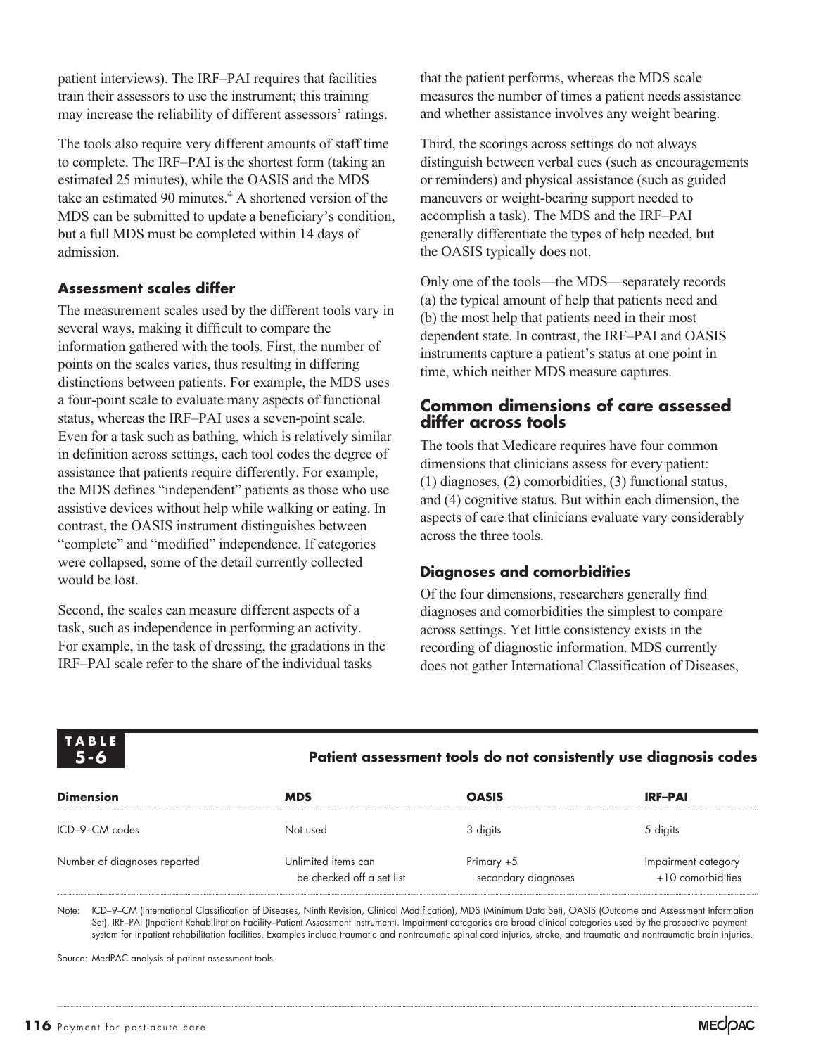patient interviews). The IRF–PAI requires that facilities train their assessors to use the instrument; this training may increase the reliability of different assessors' ratings.

The tools also require very different amounts of staff time to complete. The IRF–PAI is the shortest form (taking an estimated 25 minutes), while the OASIS and the MDS take an estimated 90 minutes.[4] A shortened version of the MDS can be submitted to update a beneficiary's condition, but a full MDS must be completed within 14 days of admission.

### Assessment scales differ

The measurement scales used by the different tools vary in several ways, making it difficult to compare the information gathered with the tools. First, the number of points on the scales varies, thus resulting in differing distinctions between patients. For example, the MDS uses a four-point scale to evaluate many aspects of functional status, whereas the IRF–PAI uses a seven-point scale. Even for a task such as bathing, which is relatively similar in definition across settings, each tool codes the degree of assistance that patients require differently. For example, the MDS defines "independent" patients as those who use assistive devices without help while walking or eating. In contrast, the OASIS instrument distinguishes between "complete" and "modified" independence. If categories were collapsed, some of the detail currently collected would be lost.

Second, the scales can measure different aspects of a task, such as independence in performing an activity. For example, in the task of dressing, the gradations in the IRF–PAI scale refer to the share of the individual tasks that the patient performs, whereas the MDS scale measures the number of times a patient needs assistance and whether assistance involves any weight bearing.

Third, the scorings across settings do not always distinguish between verbal cues (such as encouragements or reminders) and physical assistance (such as guided maneuvers or weight-bearing support needed to accomplish a task). The MDS and the IRF–PAI generally differentiate the types of help needed, but the OASIS typically does not.

Only one of the tools—the MDS—separately records (a) the typical amount of help that patients need and (b) the most help that patients need in their most dependent state. In contrast, the IRF–PAI and OASIS instruments capture a patient's status at one point in time, which neither MDS measure captures.

## Common dimensions of care assessed differ across tools

The tools that Medicare requires have four common dimensions that clinicians assess for every patient: (1) diagnoses, (2) comorbidities, (3) functional status, and (4) cognitive status. But within each dimension, the aspects of care that clinicians evaluate vary considerably across the three tools.

### Diagnoses and comorbidities

Of the four dimensions, researchers generally find diagnoses and comorbidities the simplest to compare across settings. Yet little consistency exists in the recording of diagnostic information. MDS currently does not gather International Classification of Diseases,

**TABLE 5-6**

**Patient assessment tools do not consistently use diagnosis codes**

| Dimension | MDS | OASIS | IRF–PAI |
|---|---|---|---|
| ICD–9–CM codes | Not used | 3 digits | 5 digits |
| Number of diagnoses reported | Unlimited items can be checked off a set list | Primary +5 secondary diagnoses | Impairment category +10 comorbidities |

Note: ICD–9–CM (International Classification of Diseases, Ninth Revision, Clinical Modification), MDS (Minimum Data Set), OASIS (Outcome and Assessment Information Set), IRF–PAI (Inpatient Rehabilitation Facility–Patient Assessment Instrument). Impairment categories are broad clinical categories used by the prospective payment system for inpatient rehabilitation facilities. Examples include traumatic and nontraumatic spinal cord injuries, stroke, and traumatic and nontraumatic brain injuries.

Source: MedPAC analysis of patient assessment tools.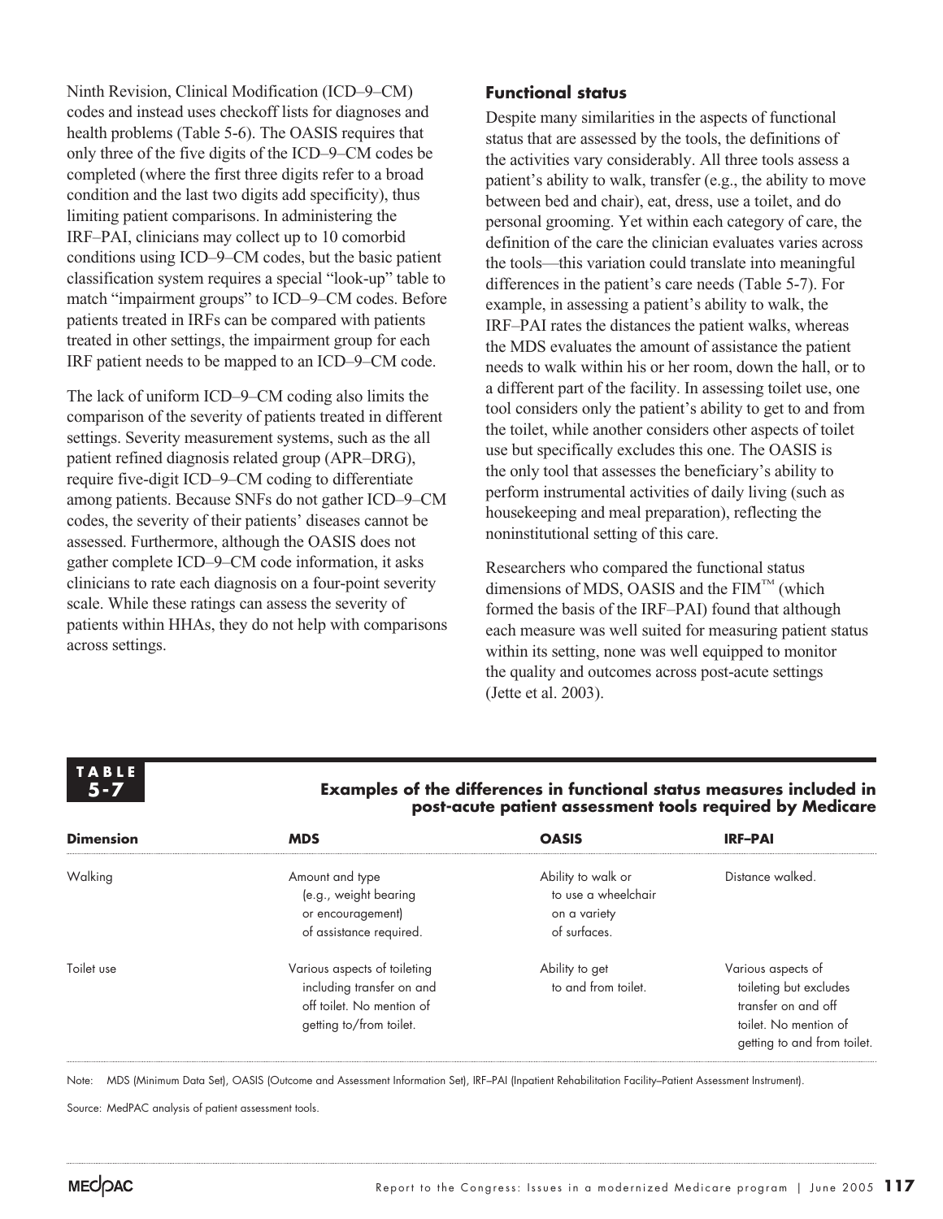Ninth Revision, Clinical Modification (ICD–9–CM) codes and instead uses checkoff lists for diagnoses and health problems (Table 5-6). The OASIS requires that only three of the five digits of the ICD–9–CM codes be completed (where the first three digits refer to a broad condition and the last two digits add specificity), thus limiting patient comparisons. In administering the IRF–PAI, clinicians may collect up to 10 comorbid conditions using ICD–9–CM codes, but the basic patient classification system requires a special "look-up" table to match "impairment groups" to ICD–9–CM codes. Before patients treated in IRFs can be compared with patients treated in other settings, the impairment group for each IRF patient needs to be mapped to an ICD–9–CM code.

The lack of uniform ICD–9–CM coding also limits the comparison of the severity of patients treated in different settings. Severity measurement systems, such as the all patient refined diagnosis related group (APR–DRG), require five-digit ICD–9–CM coding to differentiate among patients. Because SNFs do not gather ICD–9–CM codes, the severity of their patients' diseases cannot be assessed. Furthermore, although the OASIS does not gather complete ICD–9–CM code information, it asks clinicians to rate each diagnosis on a four-point severity scale. While these ratings can assess the severity of patients within HHAs, they do not help with comparisons across settings.

### Functional status

Despite many similarities in the aspects of functional status that are assessed by the tools, the definitions of the activities vary considerably. All three tools assess a patient's ability to walk, transfer (e.g., the ability to move between bed and chair), eat, dress, use a toilet, and do personal grooming. Yet within each category of care, the definition of the care the clinician evaluates varies across the tools—this variation could translate into meaningful differences in the patient's care needs (Table 5-7). For example, in assessing a patient's ability to walk, the IRF–PAI rates the distances the patient walks, whereas the MDS evaluates the amount of assistance the patient needs to walk within his or her room, down the hall, or to a different part of the facility. In assessing toilet use, one tool considers only the patient's ability to get to and from the toilet, while another considers other aspects of toilet use but specifically excludes this one. The OASIS is the only tool that assesses the beneficiary's ability to perform instrumental activities of daily living (such as housekeeping and meal preparation), reflecting the noninstitutional setting of this care.

Researchers who compared the functional status dimensions of MDS, OASIS and the FIM™ (which formed the basis of the IRF–PAI) found that although each measure was well suited for measuring patient status within its setting, none was well equipped to monitor the quality and outcomes across post-acute settings (Jette et al. 2003).

**TABLE 5-7**

**Examples of the differences in functional status measures included in post-acute patient assessment tools required by Medicare**

| Dimension | MDS | OASIS | IRF–PAI |
|---|---|---|---|
| Walking | Amount and type (e.g., weight bearing or encouragement) of assistance required. | Ability to walk or to use a wheelchair on a variety of surfaces. | Distance walked. |
| Toilet use | Various aspects of toileting including transfer on and off toilet. No mention of getting to/from toilet. | Ability to get to and from toilet. | Various aspects of toileting but excludes transfer on and off toilet. No mention of getting to and from toilet. |

Note: MDS (Minimum Data Set), OASIS (Outcome and Assessment Information Set), IRF–PAI (Inpatient Rehabilitation Facility–Patient Assessment Instrument).

Source: MedPAC analysis of patient assessment tools.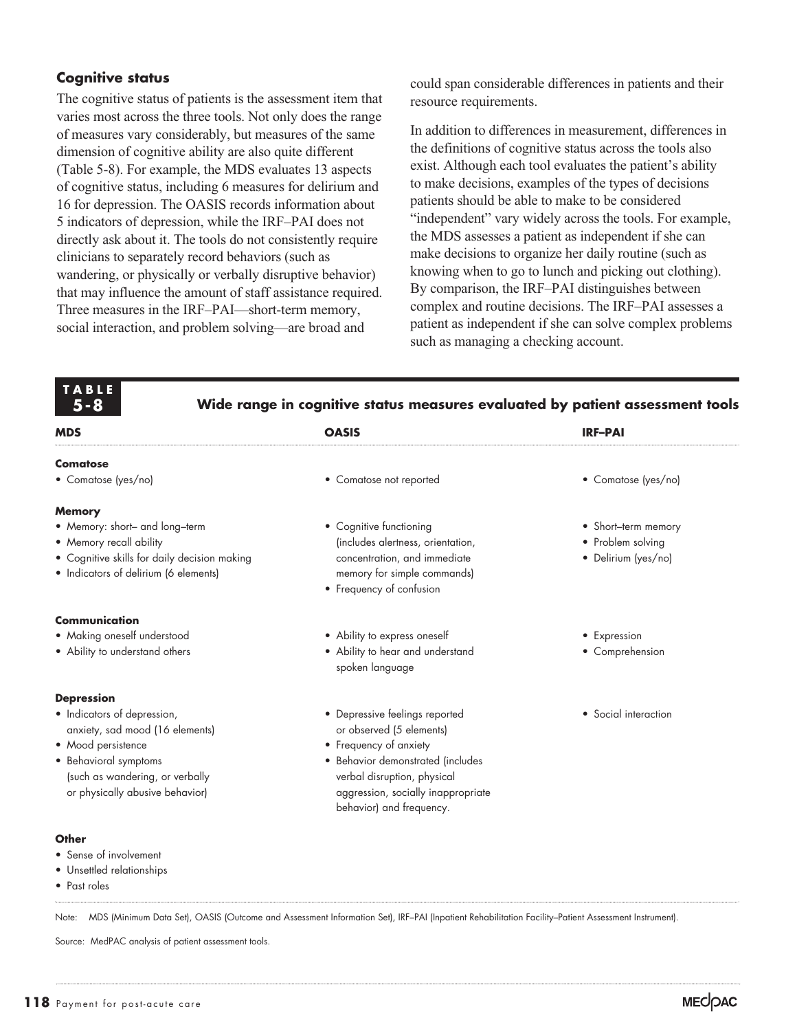### Cognitive status

The cognitive status of patients is the assessment item that varies most across the three tools. Not only does the range of measures vary considerably, but measures of the same dimension of cognitive ability are also quite different (Table 5-8). For example, the MDS evaluates 13 aspects of cognitive status, including 6 measures for delirium and 16 for depression. The OASIS records information about 5 indicators of depression, while the IRF–PAI does not directly ask about it. The tools do not consistently require clinicians to separately record behaviors (such as wandering, or physically or verbally disruptive behavior) that may influence the amount of staff assistance required. Three measures in the IRF–PAI—short-term memory, social interaction, and problem solving—are broad and could span considerable differences in patients and their resource requirements.

In addition to differences in measurement, differences in the definitions of cognitive status across the tools also exist. Although each tool evaluates the patient's ability to make decisions, examples of the types of decisions patients should be able to make to be considered "independent" vary widely across the tools. For example, the MDS assesses a patient as independent if she can make decisions to organize her daily routine (such as knowing when to go to lunch and picking out clothing). By comparison, the IRF–PAI distinguishes between complex and routine decisions. The IRF–PAI assesses a patient as independent if she can solve complex problems such as managing a checking account.

**TABLE 5-8**

**Wide range in cognitive status measures evaluated by patient assessment tools**

| MDS | OASIS | IRF–PAI |
|---|---|---|
| **Comatose** | | |
| • Comatose (yes/no) | • Comatose not reported | • Comatose (yes/no) |
| **Memory** | | |
| • Memory: short– and long–term<br>• Memory recall ability<br>• Cognitive skills for daily decision making<br>• Indicators of delirium (6 elements) | • Cognitive functioning (includes alertness, orientation, concentration, and immediate memory for simple commands)<br>• Frequency of confusion | • Short–term memory<br>• Problem solving<br>• Delirium (yes/no) |
| **Communication** | | |
| • Making oneself understood<br>• Ability to understand others | • Ability to express oneself<br>• Ability to hear and understand spoken language | • Expression<br>• Comprehension |
| **Depression** | | |
| • Indicators of depression, anxiety, sad mood (16 elements)<br>• Mood persistence<br>• Behavioral symptoms (such as wandering, or verbally or physically abusive behavior) | • Depressive feelings reported or observed (5 elements)<br>• Frequency of anxiety<br>• Behavior demonstrated (includes verbal disruption, physical aggression, socially inappropriate behavior) and frequency. | • Social interaction |
| **Other** | | |
| • Sense of involvement<br>• Unsettled relationships<br>• Past roles | | |

Note: MDS (Minimum Data Set), OASIS (Outcome and Assessment Information Set), IRF–PAI (Inpatient Rehabilitation Facility–Patient Assessment Instrument).

Source: MedPAC analysis of patient assessment tools.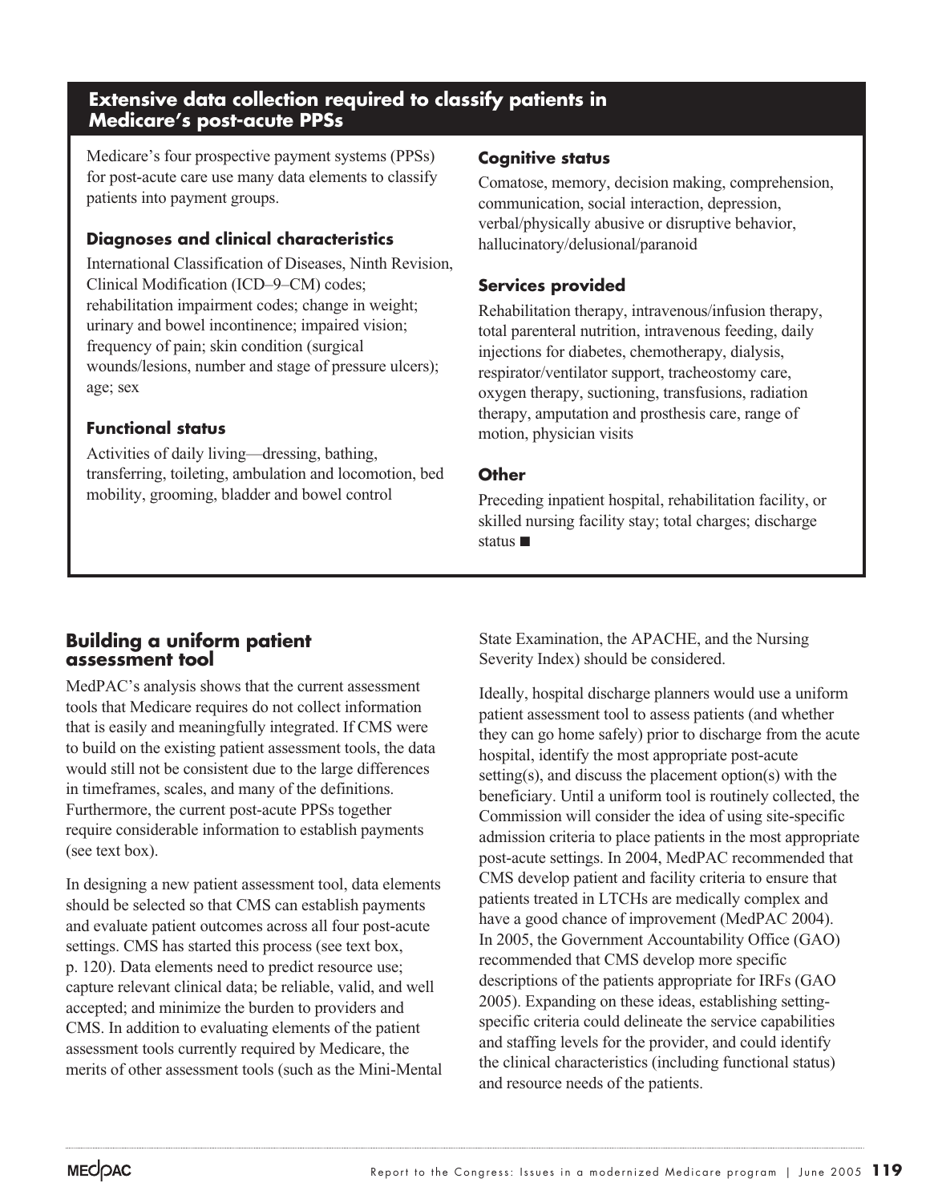## Extensive data collection required to classify patients in Medicare's post-acute PPSs

Medicare's four prospective payment systems (PPSs) for post-acute care use many data elements to classify patients into payment groups.

### Diagnoses and clinical characteristics

International Classification of Diseases, Ninth Revision, Clinical Modification (ICD–9–CM) codes; rehabilitation impairment codes; change in weight; urinary and bowel incontinence; impaired vision; frequency of pain; skin condition (surgical wounds/lesions, number and stage of pressure ulcers); age; sex

### Functional status

Activities of daily living—dressing, bathing, transferring, toileting, ambulation and locomotion, bed mobility, grooming, bladder and bowel control

### Cognitive status

Comatose, memory, decision making, comprehension, communication, social interaction, depression, verbal/physically abusive or disruptive behavior, hallucinatory/delusional/paranoid

### Services provided

Rehabilitation therapy, intravenous/infusion therapy, total parenteral nutrition, intravenous feeding, daily injections for diabetes, chemotherapy, dialysis, respirator/ventilator support, tracheostomy care, oxygen therapy, suctioning, transfusions, radiation therapy, amputation and prosthesis care, range of motion, physician visits

### Other

Preceding inpatient hospital, rehabilitation facility, or skilled nursing facility stay; total charges; discharge status ■

## Building a uniform patient assessment tool

MedPAC's analysis shows that the current assessment tools that Medicare requires do not collect information that is easily and meaningfully integrated. If CMS were to build on the existing patient assessment tools, the data would still not be consistent due to the large differences in timeframes, scales, and many of the definitions. Furthermore, the current post-acute PPSs together require considerable information to establish payments (see text box).

In designing a new patient assessment tool, data elements should be selected so that CMS can establish payments and evaluate patient outcomes across all four post-acute settings. CMS has started this process (see text box, p. 120). Data elements need to predict resource use; capture relevant clinical data; be reliable, valid, and well accepted; and minimize the burden to providers and CMS. In addition to evaluating elements of the patient assessment tools currently required by Medicare, the merits of other assessment tools (such as the Mini-Mental State Examination, the APACHE, and the Nursing Severity Index) should be considered.

Ideally, hospital discharge planners would use a uniform patient assessment tool to assess patients (and whether they can go home safely) prior to discharge from the acute hospital, identify the most appropriate post-acute setting(s), and discuss the placement option(s) with the beneficiary. Until a uniform tool is routinely collected, the Commission will consider the idea of using site-specific admission criteria to place patients in the most appropriate post-acute settings. In 2004, MedPAC recommended that CMS develop patient and facility criteria to ensure that patients treated in LTCHs are medically complex and have a good chance of improvement (MedPAC 2004). In 2005, the Government Accountability Office (GAO) recommended that CMS develop more specific descriptions of the patients appropriate for IRFs (GAO 2005). Expanding on these ideas, establishing setting-specific criteria could delineate the service capabilities and staffing levels for the provider, and could identify the clinical characteristics (including functional status) and resource needs of the patients.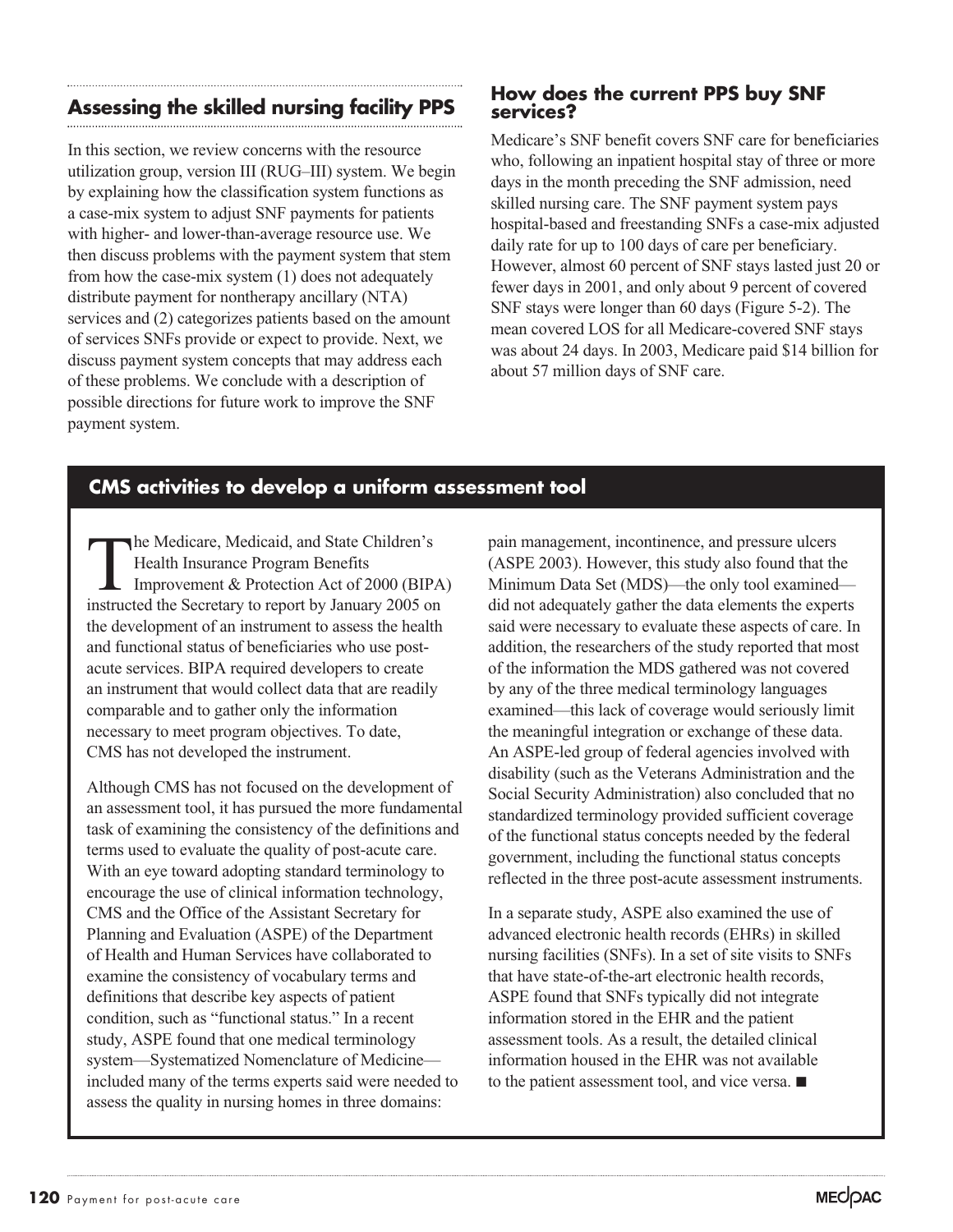## Assessing the skilled nursing facility PPS

In this section, we review concerns with the resource utilization group, version III (RUG–III) system. We begin by explaining how the classification system functions as a case-mix system to adjust SNF payments for patients with higher- and lower-than-average resource use. We then discuss problems with the payment system that stem from how the case-mix system (1) does not adequately distribute payment for nontherapy ancillary (NTA) services and (2) categorizes patients based on the amount of services SNFs provide or expect to provide. Next, we discuss payment system concepts that may address each of these problems. We conclude with a description of possible directions for future work to improve the SNF payment system.

### How does the current PPS buy SNF services?

Medicare's SNF benefit covers SNF care for beneficiaries who, following an inpatient hospital stay of three or more days in the month preceding the SNF admission, need skilled nursing care. The SNF payment system pays hospital-based and freestanding SNFs a case-mix adjusted daily rate for up to 100 days of care per beneficiary. However, almost 60 percent of SNF stays lasted just 20 or fewer days in 2001, and only about 9 percent of covered SNF stays were longer than 60 days (Figure 5-2). The mean covered LOS for all Medicare-covered SNF stays was about 24 days. In 2003, Medicare paid $14 billion for about 57 million days of SNF care.

### CMS activities to develop a uniform assessment tool

The Medicare, Medicaid, and State Children's Health Insurance Program Benefits Improvement & Protection Act of 2000 (BIPA) instructed the Secretary to report by January 2005 on the development of an instrument to assess the health and functional status of beneficiaries who use post-acute services. BIPA required developers to create an instrument that would collect data that are readily comparable and to gather only the information necessary to meet program objectives. To date, CMS has not developed the instrument.

Although CMS has not focused on the development of an assessment tool, it has pursued the more fundamental task of examining the consistency of the definitions and terms used to evaluate the quality of post-acute care. With an eye toward adopting standard terminology to encourage the use of clinical information technology, CMS and the Office of the Assistant Secretary for Planning and Evaluation (ASPE) of the Department of Health and Human Services have collaborated to examine the consistency of vocabulary terms and definitions that describe key aspects of patient condition, such as "functional status." In a recent study, ASPE found that one medical terminology system—Systematized Nomenclature of Medicine—included many of the terms experts said were needed to assess the quality in nursing homes in three domains: pain management, incontinence, and pressure ulcers (ASPE 2003). However, this study also found that the Minimum Data Set (MDS)—the only tool examined—did not adequately gather the data elements the experts said were necessary to evaluate these aspects of care. In addition, the researchers of the study reported that most of the information the MDS gathered was not covered by any of the three medical terminology languages examined—this lack of coverage would seriously limit the meaningful integration or exchange of these data. An ASPE-led group of federal agencies involved with disability (such as the Veterans Administration and the Social Security Administration) also concluded that no standardized terminology provided sufficient coverage of the functional status concepts needed by the federal government, including the functional status concepts reflected in the three post-acute assessment instruments.

In a separate study, ASPE also examined the use of advanced electronic health records (EHRs) in skilled nursing facilities (SNFs). In a set of site visits to SNFs that have state-of-the-art electronic health records, ASPE found that SNFs typically did not integrate information stored in the EHR and the patient assessment tools. As a result, the detailed clinical information housed in the EHR was not available to the patient assessment tool, and vice versa. ■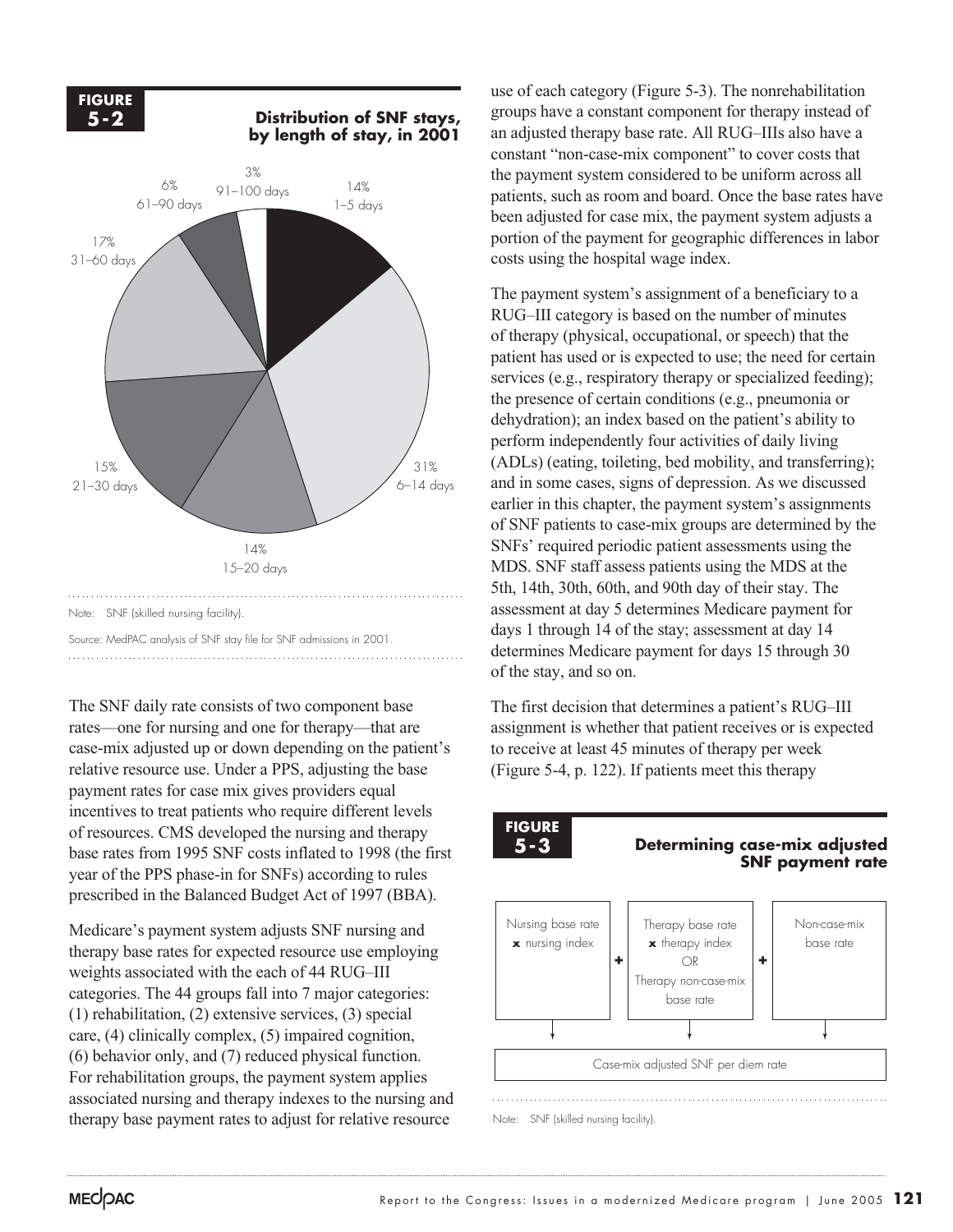**FIGURE 5-2**

**Distribution of SNF stays, by length of stay, in 2001**

| Length of stay | Share of stays |
| --- | --- |
| 1–5 days | 14% |
| 6–14 days | 31% |
| 15–20 days | 14% |
| 21–30 days | 15% |
| 31–60 days | 17% |
| 61–90 days | 6% |
| 91–100 days | 3% |

Note: SNF (skilled nursing facility).

Source: MedPAC analysis of SNF stay file for SNF admissions in 2001.

The SNF daily rate consists of two component base rates—one for nursing and one for therapy—that are case-mix adjusted up or down depending on the patient's relative resource use. Under a PPS, adjusting the base payment rates for case mix gives providers equal incentives to treat patients who require different levels of resources. CMS developed the nursing and therapy base rates from 1995 SNF costs inflated to 1998 (the first year of the PPS phase-in for SNFs) according to rules prescribed in the Balanced Budget Act of 1997 (BBA).

Medicare's payment system adjusts SNF nursing and therapy base rates for expected resource use employing weights associated with the each of 44 RUG–III categories. The 44 groups fall into 7 major categories: (1) rehabilitation, (2) extensive services, (3) special care, (4) clinically complex, (5) impaired cognition, (6) behavior only, and (7) reduced physical function. For rehabilitation groups, the payment system applies associated nursing and therapy indexes to the nursing and therapy base payment rates to adjust for relative resource use of each category (Figure 5-3). The nonrehabilitation groups have a constant component for therapy instead of an adjusted therapy base rate. All RUG–IIIs also have a constant "non-case-mix component" to cover costs that the payment system considered to be uniform across all patients, such as room and board. Once the base rates have been adjusted for case mix, the payment system adjusts a portion of the payment for geographic differences in labor costs using the hospital wage index.

The payment system's assignment of a beneficiary to a RUG–III category is based on the number of minutes of therapy (physical, occupational, or speech) that the patient has used or is expected to use; the need for certain services (e.g., respiratory therapy or specialized feeding); the presence of certain conditions (e.g., pneumonia or dehydration); an index based on the patient's ability to perform independently four activities of daily living (ADLs) (eating, toileting, bed mobility, and transferring); and in some cases, signs of depression. As we discussed earlier in this chapter, the payment system's assignments of SNF patients to case-mix groups are determined by the SNFs' required periodic patient assessments using the MDS. SNF staff assess patients using the MDS at the 5th, 14th, 30th, 60th, and 90th day of their stay. The assessment at day 5 determines Medicare payment for days 1 through 14 of the stay; assessment at day 14 determines Medicare payment for days 15 through 30 of the stay, and so on.

The first decision that determines a patient's RUG–III assignment is whether that patient receives or is expected to receive at least 45 minutes of therapy per week (Figure 5-4, p. 122). If patients meet this therapy

**FIGURE 5-3**

**Determining case-mix adjusted SNF payment rate**

Nursing base rate **x** nursing index **+** Therapy base rate **x** therapy index OR Therapy non-case-mix base rate **+** Non-case-mix base rate

↓

Case-mix adjusted SNF per diem rate

Note: SNF (skilled nursing facility).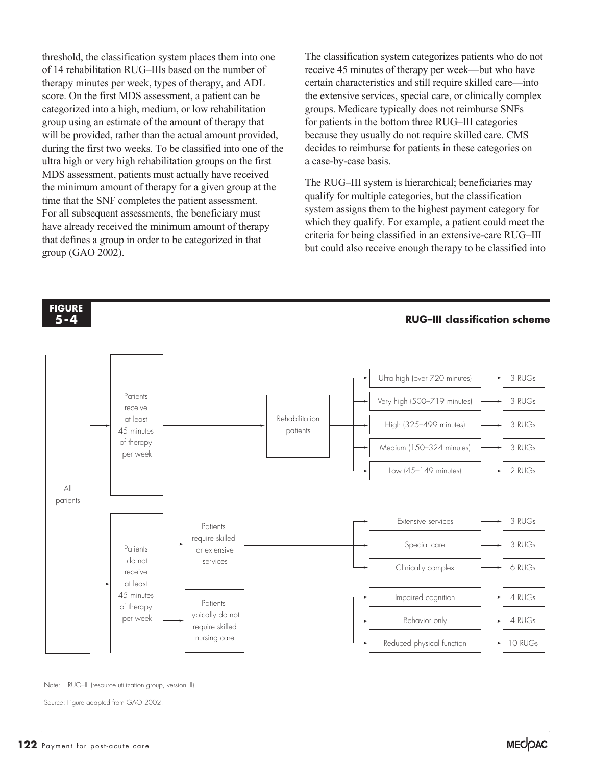threshold, the classification system places them into one of 14 rehabilitation RUG–IIIs based on the number of therapy minutes per week, types of therapy, and ADL score. On the first MDS assessment, a patient can be categorized into a high, medium, or low rehabilitation group using an estimate of the amount of therapy that will be provided, rather than the actual amount provided, during the first two weeks. To be classified into one of the ultra high or very high rehabilitation groups on the first MDS assessment, patients must actually have received the minimum amount of therapy for a given group at the time that the SNF completes the patient assessment. For all subsequent assessments, the beneficiary must have already received the minimum amount of therapy that defines a group in order to be categorized in that group (GAO 2002).

The classification system categorizes patients who do not receive 45 minutes of therapy per week—but who have certain characteristics and still require skilled care—into the extensive services, special care, or clinically complex groups. Medicare typically does not reimburse SNFs for patients in the bottom three RUG–III categories because they usually do not require skilled care. CMS decides to reimburse for patients in these categories on a case-by-case basis.

The RUG–III system is hierarchical; beneficiaries may qualify for multiple categories, but the classification system assigns them to the highest payment category for which they qualify. For example, a patient could meet the criteria for being classified in an extensive-care RUG–III but could also receive enough therapy to be classified into

**FIGURE 5-4**

**RUG–III classification scheme**

| All patients | Branch | Category | Group | RUGs |
| --- | --- | --- | --- | --- |
| All patients | Patients receive at least 45 minutes of therapy per week | Rehabilitation patients | Ultra high (over 720 minutes) | 3 RUGs |
| | | | Very high (500–719 minutes) | 3 RUGs |
| | | | High (325–499 minutes) | 3 RUGs |
| | | | Medium (150–324 minutes) | 3 RUGs |
| | | | Low (45–149 minutes) | 2 RUGs |
| | Patients do not receive at least 45 minutes of therapy per week | Patients require skilled or extensive services | Extensive services | 3 RUGs |
| | | | Special care | 3 RUGs |
| | | | Clinically complex | 6 RUGs |
| | | Patients typically do not require skilled nursing care | Impaired cognition | 4 RUGs |
| | | | Behavior only | 4 RUGs |
| | | | Reduced physical function | 10 RUGs |

Note: RUG–III (resource utilization group, version III).

Source: Figure adapted from GAO 2002.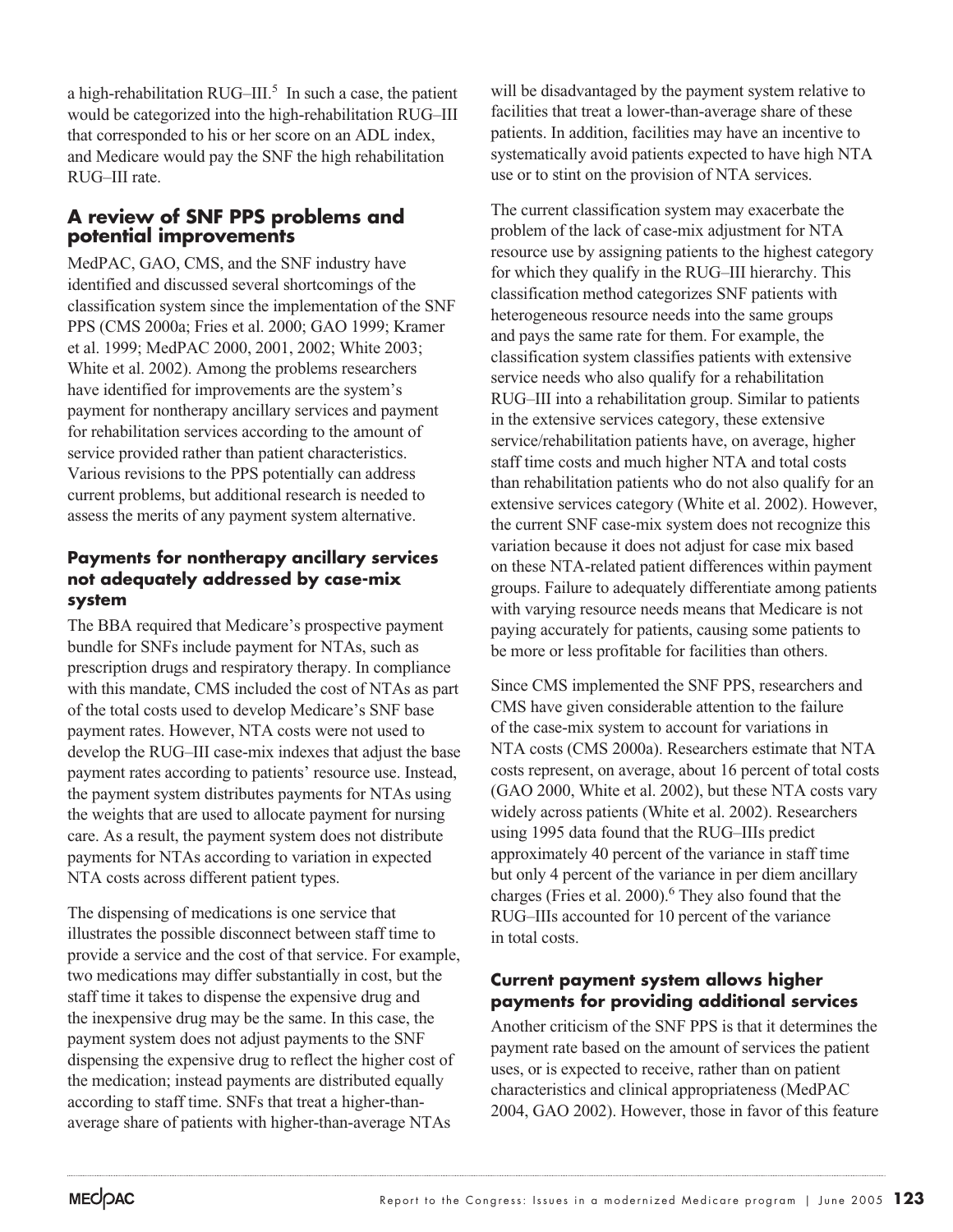a high-rehabilitation RUG–III.[5] In such a case, the patient would be categorized into the high-rehabilitation RUG–III that corresponded to his or her score on an ADL index, and Medicare would pay the SNF the high rehabilitation RUG–III rate.

## A review of SNF PPS problems and potential improvements

MedPAC, GAO, CMS, and the SNF industry have identified and discussed several shortcomings of the classification system since the implementation of the SNF PPS (CMS 2000a; Fries et al. 2000; GAO 1999; Kramer et al. 1999; MedPAC 2000, 2001, 2002; White 2003; White et al. 2002). Among the problems researchers have identified for improvements are the system's payment for nontherapy ancillary services and payment for rehabilitation services according to the amount of service provided rather than patient characteristics. Various revisions to the PPS potentially can address current problems, but additional research is needed to assess the merits of any payment system alternative.

### Payments for nontherapy ancillary services not adequately addressed by case-mix system

The BBA required that Medicare's prospective payment bundle for SNFs include payment for NTAs, such as prescription drugs and respiratory therapy. In compliance with this mandate, CMS included the cost of NTAs as part of the total costs used to develop Medicare's SNF base payment rates. However, NTA costs were not used to develop the RUG–III case-mix indexes that adjust the base payment rates according to patients' resource use. Instead, the payment system distributes payments for NTAs using the weights that are used to allocate payment for nursing care. As a result, the payment system does not distribute payments for NTAs according to variation in expected NTA costs across different patient types.

The dispensing of medications is one service that illustrates the possible disconnect between staff time to provide a service and the cost of that service. For example, two medications may differ substantially in cost, but the staff time it takes to dispense the expensive drug and the inexpensive drug may be the same. In this case, the payment system does not adjust payments to the SNF dispensing the expensive drug to reflect the higher cost of the medication; instead payments are distributed equally according to staff time. SNFs that treat a higher-than-average share of patients with higher-than-average NTAs will be disadvantaged by the payment system relative to facilities that treat a lower-than-average share of these patients. In addition, facilities may have an incentive to systematically avoid patients expected to have high NTA use or to stint on the provision of NTA services.

The current classification system may exacerbate the problem of the lack of case-mix adjustment for NTA resource use by assigning patients to the highest category for which they qualify in the RUG–III hierarchy. This classification method categorizes SNF patients with heterogeneous resource needs into the same groups and pays the same rate for them. For example, the classification system classifies patients with extensive service needs who also qualify for a rehabilitation RUG–III into a rehabilitation group. Similar to patients in the extensive services category, these extensive service/rehabilitation patients have, on average, higher staff time costs and much higher NTA and total costs than rehabilitation patients who do not also qualify for an extensive services category (White et al. 2002). However, the current SNF case-mix system does not recognize this variation because it does not adjust for case mix based on these NTA-related patient differences within payment groups. Failure to adequately differentiate among patients with varying resource needs means that Medicare is not paying accurately for patients, causing some patients to be more or less profitable for facilities than others.

Since CMS implemented the SNF PPS, researchers and CMS have given considerable attention to the failure of the case-mix system to account for variations in NTA costs (CMS 2000a). Researchers estimate that NTA costs represent, on average, about 16 percent of total costs (GAO 2000, White et al. 2002), but these NTA costs vary widely across patients (White et al. 2002). Researchers using 1995 data found that the RUG–IIIs predict approximately 40 percent of the variance in staff time but only 4 percent of the variance in per diem ancillary charges (Fries et al. 2000).[6] They also found that the RUG–IIIs accounted for 10 percent of the variance in total costs.

### Current payment system allows higher payments for providing additional services

Another criticism of the SNF PPS is that it determines the payment rate based on the amount of services the patient uses, or is expected to receive, rather than on patient characteristics and clinical appropriateness (MedPAC 2004, GAO 2002). However, those in favor of this feature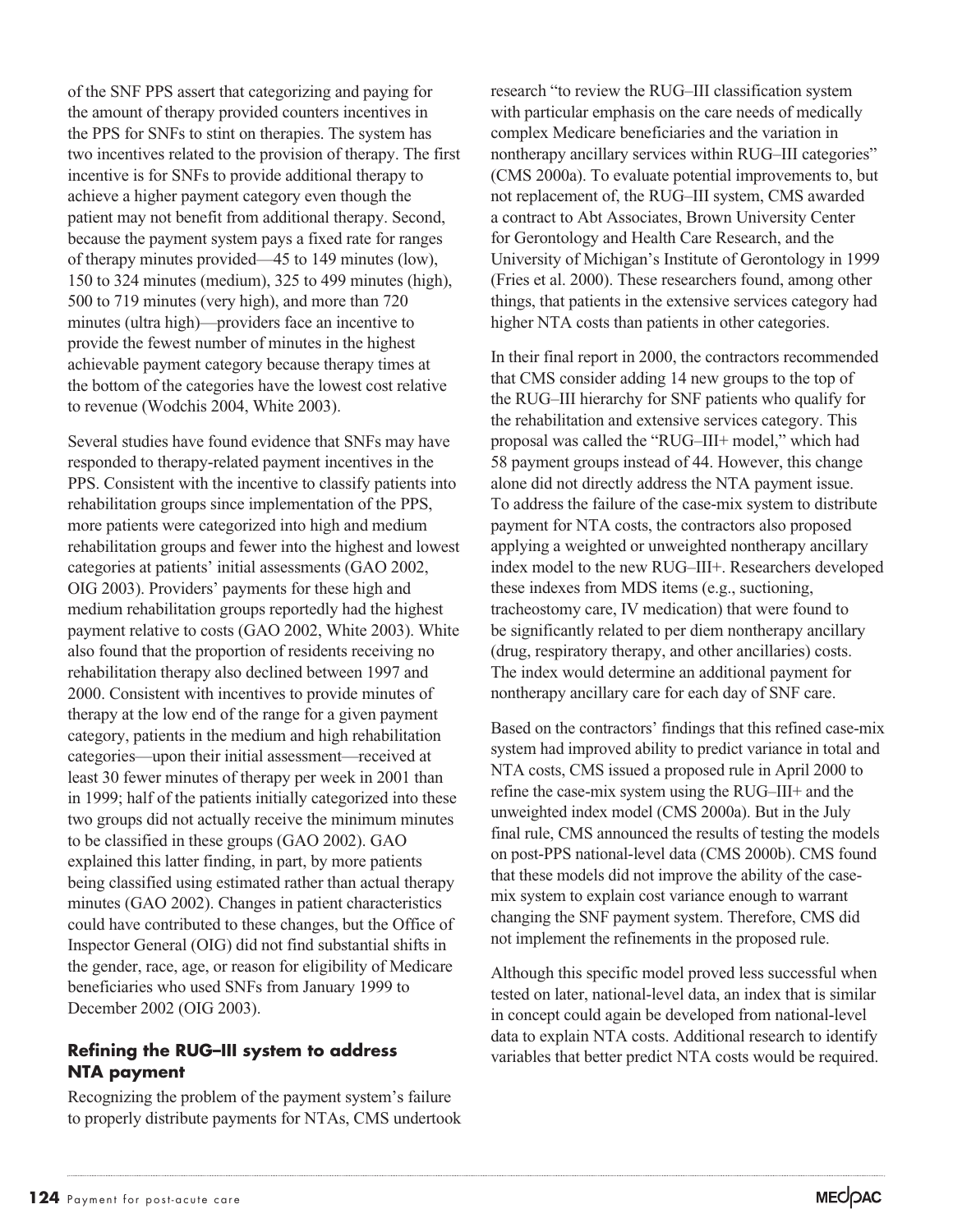of the SNF PPS assert that categorizing and paying for the amount of therapy provided counters incentives in the PPS for SNFs to stint on therapies. The system has two incentives related to the provision of therapy. The first incentive is for SNFs to provide additional therapy to achieve a higher payment category even though the patient may not benefit from additional therapy. Second, because the payment system pays a fixed rate for ranges of therapy minutes provided—45 to 149 minutes (low), 150 to 324 minutes (medium), 325 to 499 minutes (high), 500 to 719 minutes (very high), and more than 720 minutes (ultra high)—providers face an incentive to provide the fewest number of minutes in the highest achievable payment category because therapy times at the bottom of the categories have the lowest cost relative to revenue (Wodchis 2004, White 2003).

Several studies have found evidence that SNFs may have responded to therapy-related payment incentives in the PPS. Consistent with the incentive to classify patients into rehabilitation groups since implementation of the PPS, more patients were categorized into high and medium rehabilitation groups and fewer into the highest and lowest categories at patients' initial assessments (GAO 2002, OIG 2003). Providers' payments for these high and medium rehabilitation groups reportedly had the highest payment relative to costs (GAO 2002, White 2003). White also found that the proportion of residents receiving no rehabilitation therapy also declined between 1997 and 2000. Consistent with incentives to provide minutes of therapy at the low end of the range for a given payment category, patients in the medium and high rehabilitation categories—upon their initial assessment—received at least 30 fewer minutes of therapy per week in 2001 than in 1999; half of the patients initially categorized into these two groups did not actually receive the minimum minutes to be classified in these groups (GAO 2002). GAO explained this latter finding, in part, by more patients being classified using estimated rather than actual therapy minutes (GAO 2002). Changes in patient characteristics could have contributed to these changes, but the Office of Inspector General (OIG) did not find substantial shifts in the gender, race, age, or reason for eligibility of Medicare beneficiaries who used SNFs from January 1999 to December 2002 (OIG 2003).

### Refining the RUG–III system to address NTA payment

Recognizing the problem of the payment system's failure to properly distribute payments for NTAs, CMS undertook research "to review the RUG–III classification system with particular emphasis on the care needs of medically complex Medicare beneficiaries and the variation in nontherapy ancillary services within RUG–III categories" (CMS 2000a). To evaluate potential improvements to, but not replacement of, the RUG–III system, CMS awarded a contract to Abt Associates, Brown University Center for Gerontology and Health Care Research, and the University of Michigan's Institute of Gerontology in 1999 (Fries et al. 2000). These researchers found, among other things, that patients in the extensive services category had higher NTA costs than patients in other categories.

In their final report in 2000, the contractors recommended that CMS consider adding 14 new groups to the top of the RUG–III hierarchy for SNF patients who qualify for the rehabilitation and extensive services category. This proposal was called the "RUG–III+ model," which had 58 payment groups instead of 44. However, this change alone did not directly address the NTA payment issue. To address the failure of the case-mix system to distribute payment for NTA costs, the contractors also proposed applying a weighted or unweighted nontherapy ancillary index model to the new RUG–III+. Researchers developed these indexes from MDS items (e.g., suctioning, tracheostomy care, IV medication) that were found to be significantly related to per diem nontherapy ancillary (drug, respiratory therapy, and other ancillaries) costs. The index would determine an additional payment for nontherapy ancillary care for each day of SNF care.

Based on the contractors' findings that this refined case-mix system had improved ability to predict variance in total and NTA costs, CMS issued a proposed rule in April 2000 to refine the case-mix system using the RUG–III+ and the unweighted index model (CMS 2000a). But in the July final rule, CMS announced the results of testing the models on post-PPS national-level data (CMS 2000b). CMS found that these models did not improve the ability of the case-mix system to explain cost variance enough to warrant changing the SNF payment system. Therefore, CMS did not implement the refinements in the proposed rule.

Although this specific model proved less successful when tested on later, national-level data, an index that is similar in concept could again be developed from national-level data to explain NTA costs. Additional research to identify variables that better predict NTA costs would be required.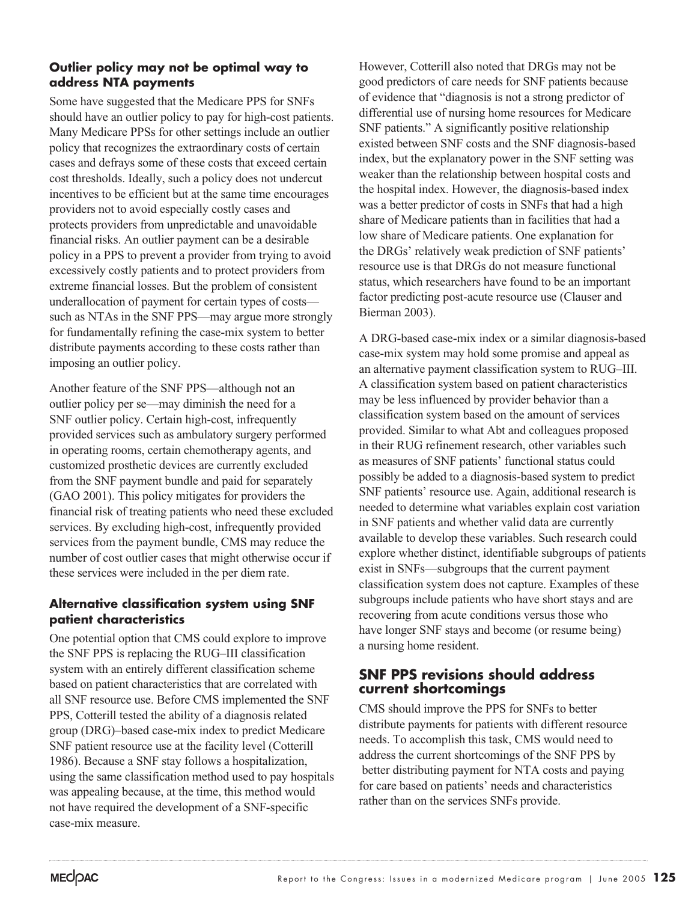### Outlier policy may not be optimal way to address NTA payments

Some have suggested that the Medicare PPS for SNFs should have an outlier policy to pay for high-cost patients. Many Medicare PPSs for other settings include an outlier policy that recognizes the extraordinary costs of certain cases and defrays some of these costs that exceed certain cost thresholds. Ideally, such a policy does not undercut incentives to be efficient but at the same time encourages providers not to avoid especially costly cases and protects providers from unpredictable and unavoidable financial risks. An outlier payment can be a desirable policy in a PPS to prevent a provider from trying to avoid excessively costly patients and to protect providers from extreme financial losses. But the problem of consistent underallocation of payment for certain types of costs—such as NTAs in the SNF PPS—may argue more strongly for fundamentally refining the case-mix system to better distribute payments according to these costs rather than imposing an outlier policy.

Another feature of the SNF PPS—although not an outlier policy per se—may diminish the need for a SNF outlier policy. Certain high-cost, infrequently provided services such as ambulatory surgery performed in operating rooms, certain chemotherapy agents, and customized prosthetic devices are currently excluded from the SNF payment bundle and paid for separately (GAO 2001). This policy mitigates for providers the financial risk of treating patients who need these excluded services. By excluding high-cost, infrequently provided services from the payment bundle, CMS may reduce the number of cost outlier cases that might otherwise occur if these services were included in the per diem rate.

### Alternative classification system using SNF patient characteristics

One potential option that CMS could explore to improve the SNF PPS is replacing the RUG–III classification system with an entirely different classification scheme based on patient characteristics that are correlated with all SNF resource use. Before CMS implemented the SNF PPS, Cotterill tested the ability of a diagnosis related group (DRG)–based case-mix index to predict Medicare SNF patient resource use at the facility level (Cotterill 1986). Because a SNF stay follows a hospitalization, using the same classification method used to pay hospitals was appealing because, at the time, this method would not have required the development of a SNF-specific case-mix measure.

However, Cotterill also noted that DRGs may not be good predictors of care needs for SNF patients because of evidence that "diagnosis is not a strong predictor of differential use of nursing home resources for Medicare SNF patients." A significantly positive relationship existed between SNF costs and the SNF diagnosis-based index, but the explanatory power in the SNF setting was weaker than the relationship between hospital costs and the hospital index. However, the diagnosis-based index was a better predictor of costs in SNFs that had a high share of Medicare patients than in facilities that had a low share of Medicare patients. One explanation for the DRGs' relatively weak prediction of SNF patients' resource use is that DRGs do not measure functional status, which researchers have found to be an important factor predicting post-acute resource use (Clauser and Bierman 2003).

A DRG-based case-mix index or a similar diagnosis-based case-mix system may hold some promise and appeal as an alternative payment classification system to RUG–III. A classification system based on patient characteristics may be less influenced by provider behavior than a classification system based on the amount of services provided. Similar to what Abt and colleagues proposed in their RUG refinement research, other variables such as measures of SNF patients' functional status could possibly be added to a diagnosis-based system to predict SNF patients' resource use. Again, additional research is needed to determine what variables explain cost variation in SNF patients and whether valid data are currently available to develop these variables. Such research could explore whether distinct, identifiable subgroups of patients exist in SNFs—subgroups that the current payment classification system does not capture. Examples of these subgroups include patients who have short stays and are recovering from acute conditions versus those who have longer SNF stays and become (or resume being) a nursing home resident.

## SNF PPS revisions should address current shortcomings

CMS should improve the PPS for SNFs to better distribute payments for patients with different resource needs. To accomplish this task, CMS would need to address the current shortcomings of the SNF PPS by better distributing payment for NTA costs and paying for care based on patients' needs and characteristics rather than on the services SNFs provide.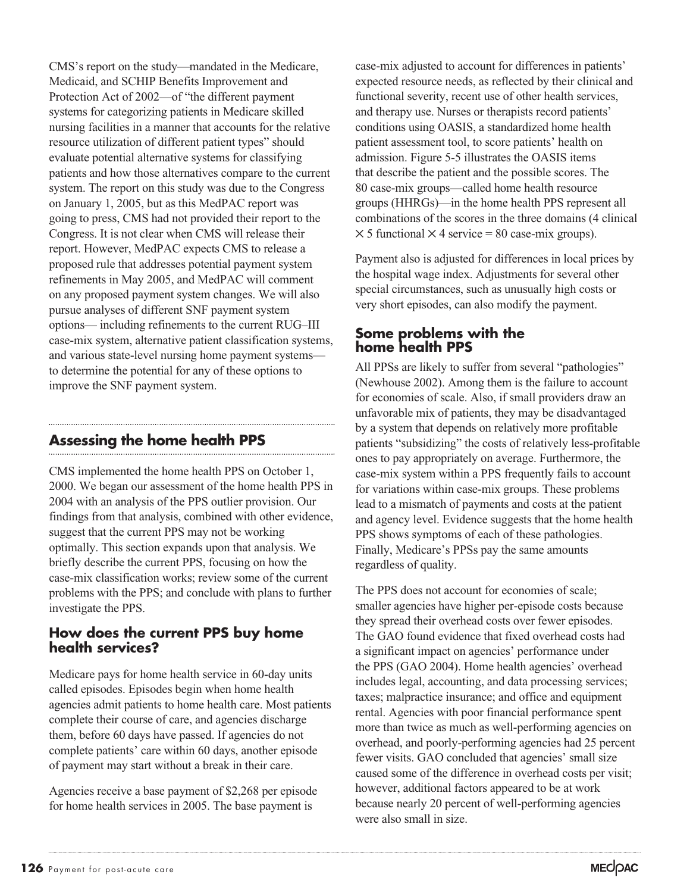CMS's report on the study—mandated in the Medicare, Medicaid, and SCHIP Benefits Improvement and Protection Act of 2002—of "the different payment systems for categorizing patients in Medicare skilled nursing facilities in a manner that accounts for the relative resource utilization of different patient types" should evaluate potential alternative systems for classifying patients and how those alternatives compare to the current system. The report on this study was due to the Congress on January 1, 2005, but as this MedPAC report was going to press, CMS had not provided their report to the Congress. It is not clear when CMS will release their report. However, MedPAC expects CMS to release a proposed rule that addresses potential payment system refinements in May 2005, and MedPAC will comment on any proposed payment system changes. We will also pursue analyses of different SNF payment system options— including refinements to the current RUG–III case-mix system, alternative patient classification systems, and various state-level nursing home payment systems—to determine the potential for any of these options to improve the SNF payment system.

## Assessing the home health PPS

CMS implemented the home health PPS on October 1, 2000. We began our assessment of the home health PPS in 2004 with an analysis of the PPS outlier provision. Our findings from that analysis, combined with other evidence, suggest that the current PPS may not be working optimally. This section expands upon that analysis. We briefly describe the current PPS, focusing on how the case-mix classification works; review some of the current problems with the PPS; and conclude with plans to further investigate the PPS.

### How does the current PPS buy home health services?

Medicare pays for home health service in 60-day units called episodes. Episodes begin when home health agencies admit patients to home health care. Most patients complete their course of care, and agencies discharge them, before 60 days have passed. If agencies do not complete patients' care within 60 days, another episode of payment may start without a break in their care.

Agencies receive a base payment of $2,268 per episode for home health services in 2005. The base payment is case-mix adjusted to account for differences in patients' expected resource needs, as reflected by their clinical and functional severity, recent use of other health services, and therapy use. Nurses or therapists record patients' conditions using OASIS, a standardized home health patient assessment tool, to score patients' health on admission. Figure 5-5 illustrates the OASIS items that describe the patient and the possible scores. The 80 case-mix groups—called home health resource groups (HHRGs)—in the home health PPS represent all combinations of the scores in the three domains (4 clinical × 5 functional × 4 service = 80 case-mix groups).

Payment also is adjusted for differences in local prices by the hospital wage index. Adjustments for several other special circumstances, such as unusually high costs or very short episodes, can also modify the payment.

### Some problems with the home health PPS

All PPSs are likely to suffer from several "pathologies" (Newhouse 2002). Among them is the failure to account for economies of scale. Also, if small providers draw an unfavorable mix of patients, they may be disadvantaged by a system that depends on relatively more profitable patients "subsidizing" the costs of relatively less-profitable ones to pay appropriately on average. Furthermore, the case-mix system within a PPS frequently fails to account for variations within case-mix groups. These problems lead to a mismatch of payments and costs at the patient and agency level. Evidence suggests that the home health PPS shows symptoms of each of these pathologies. Finally, Medicare's PPSs pay the same amounts regardless of quality.

The PPS does not account for economies of scale; smaller agencies have higher per-episode costs because they spread their overhead costs over fewer episodes. The GAO found evidence that fixed overhead costs had a significant impact on agencies' performance under the PPS (GAO 2004). Home health agencies' overhead includes legal, accounting, and data processing services; taxes; malpractice insurance; and office and equipment rental. Agencies with poor financial performance spent more than twice as much as well-performing agencies on overhead, and poorly-performing agencies had 25 percent fewer visits. GAO concluded that agencies' small size caused some of the difference in overhead costs per visit; however, additional factors appeared to be at work because nearly 20 percent of well-performing agencies were also small in size.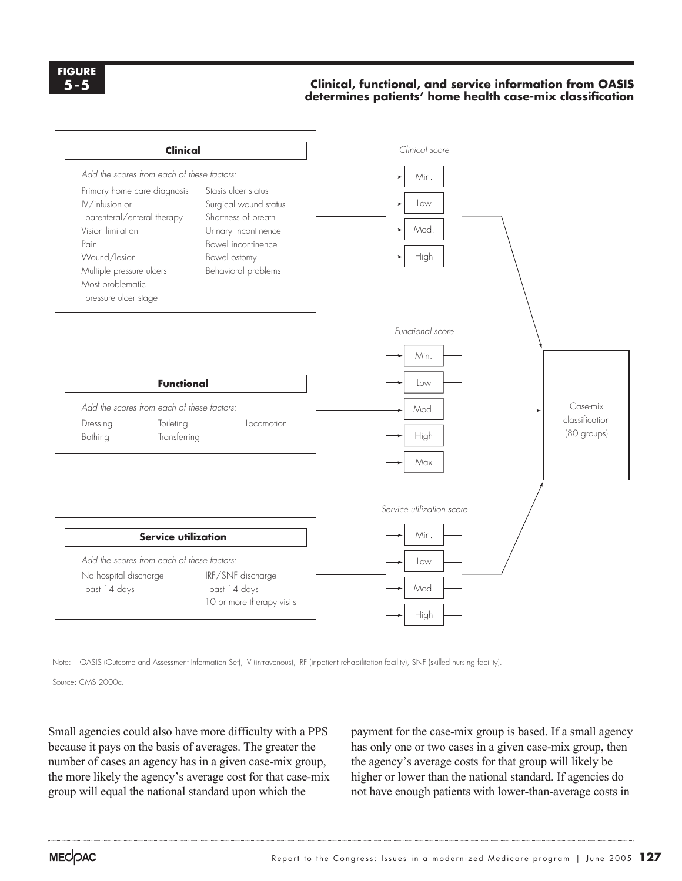**FIGURE 5-5**

**Clinical, functional, and service information from OASIS determines patients' home health case-mix classification**

**Clinical**

*Add the scores from each of these factors:*

- Primary home care diagnosis
- IV/infusion or parenteral/enteral therapy
- Vision limitation
- Pain
- Wound/lesion
- Multiple pressure ulcers
- Most problematic pressure ulcer stage
- Stasis ulcer status
- Surgical wound status
- Shortness of breath
- Urinary incontinence
- Bowel incontinence
- Bowel ostomy
- Behavioral problems

*Clinical score:* Min. / Low / Mod. / High

**Functional**

*Add the scores from each of these factors:*

- Dressing
- Bathing
- Toileting
- Transferring
- Locomotion

*Functional score:* Min. / Low / Mod. / High / Max

**Service utilization**

*Add the scores from each of these factors:*

- No hospital discharge past 14 days
- IRF/SNF discharge past 14 days
- 10 or more therapy visits

*Service utilization score:* Min. / Low / Mod. / High

→ Case-mix classification (80 groups)

Note: OASIS (Outcome and Assessment Information Set), IV (intravenous), IRF (inpatient rehabilitation facility), SNF (skilled nursing facility).

Source: CMS 2000c.

Small agencies could also have more difficulty with a PPS because it pays on the basis of averages. The greater the number of cases an agency has in a given case-mix group, the more likely the agency's average cost for that case-mix group will equal the national standard upon which the payment for the case-mix group is based. If a small agency has only one or two cases in a given case-mix group, then the agency's average costs for that group will likely be higher or lower than the national standard. If agencies do not have enough patients with lower-than-average costs in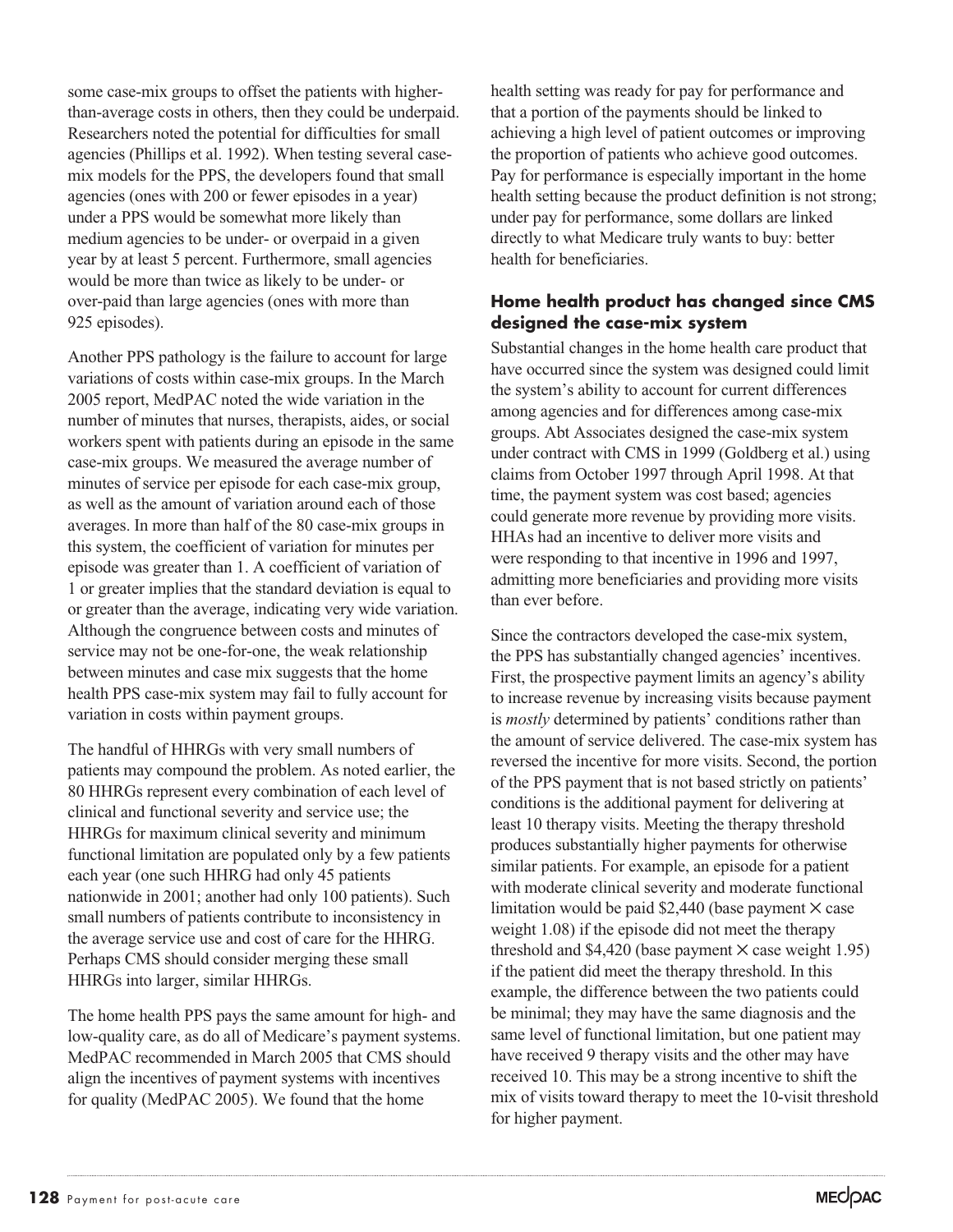some case-mix groups to offset the patients with higher-than-average costs in others, then they could be underpaid. Researchers noted the potential for difficulties for small agencies (Phillips et al. 1992). When testing several case-mix models for the PPS, the developers found that small agencies (ones with 200 or fewer episodes in a year) under a PPS would be somewhat more likely than medium agencies to be under- or overpaid in a given year by at least 5 percent. Furthermore, small agencies would be more than twice as likely to be under- or over-paid than large agencies (ones with more than 925 episodes).

Another PPS pathology is the failure to account for large variations of costs within case-mix groups. In the March 2005 report, MedPAC noted the wide variation in the number of minutes that nurses, therapists, aides, or social workers spent with patients during an episode in the same case-mix groups. We measured the average number of minutes of service per episode for each case-mix group, as well as the amount of variation around each of those averages. In more than half of the 80 case-mix groups in this system, the coefficient of variation for minutes per episode was greater than 1. A coefficient of variation of 1 or greater implies that the standard deviation is equal to or greater than the average, indicating very wide variation. Although the congruence between costs and minutes of service may not be one-for-one, the weak relationship between minutes and case mix suggests that the home health PPS case-mix system may fail to fully account for variation in costs within payment groups.

The handful of HHRGs with very small numbers of patients may compound the problem. As noted earlier, the 80 HHRGs represent every combination of each level of clinical and functional severity and service use; the HHRGs for maximum clinical severity and minimum functional limitation are populated only by a few patients each year (one such HHRG had only 45 patients nationwide in 2001; another had only 100 patients). Such small numbers of patients contribute to inconsistency in the average service use and cost of care for the HHRG. Perhaps CMS should consider merging these small HHRGs into larger, similar HHRGs.

The home health PPS pays the same amount for high- and low-quality care, as do all of Medicare's payment systems. MedPAC recommended in March 2005 that CMS should align the incentives of payment systems with incentives for quality (MedPAC 2005). We found that the home health setting was ready for pay for performance and that a portion of the payments should be linked to achieving a high level of patient outcomes or improving the proportion of patients who achieve good outcomes. Pay for performance is especially important in the home health setting because the product definition is not strong; under pay for performance, some dollars are linked directly to what Medicare truly wants to buy: better health for beneficiaries.

### Home health product has changed since CMS designed the case-mix system

Substantial changes in the home health care product that have occurred since the system was designed could limit the system's ability to account for current differences among agencies and for differences among case-mix groups. Abt Associates designed the case-mix system under contract with CMS in 1999 (Goldberg et al.) using claims from October 1997 through April 1998. At that time, the payment system was cost based; agencies could generate more revenue by providing more visits. HHAs had an incentive to deliver more visits and were responding to that incentive in 1996 and 1997, admitting more beneficiaries and providing more visits than ever before.

Since the contractors developed the case-mix system, the PPS has substantially changed agencies' incentives. First, the prospective payment limits an agency's ability to increase revenue by increasing visits because payment is *mostly* determined by patients' conditions rather than the amount of service delivered. The case-mix system has reversed the incentive for more visits. Second, the portion of the PPS payment that is not based strictly on patients' conditions is the additional payment for delivering at least 10 therapy visits. Meeting the therapy threshold produces substantially higher payments for otherwise similar patients. For example, an episode for a patient with moderate clinical severity and moderate functional limitation would be paid \$2,440 (base payment $\times$ case weight 1.08) if the episode did not meet the therapy threshold and \$4,420 (base payment $\times$ case weight 1.95) if the patient did meet the therapy threshold. In this example, the difference between the two patients could be minimal; they may have the same diagnosis and the same level of functional limitation, but one patient may have received 9 therapy visits and the other may have received 10. This may be a strong incentive to shift the mix of visits toward therapy to meet the 10-visit threshold for higher payment.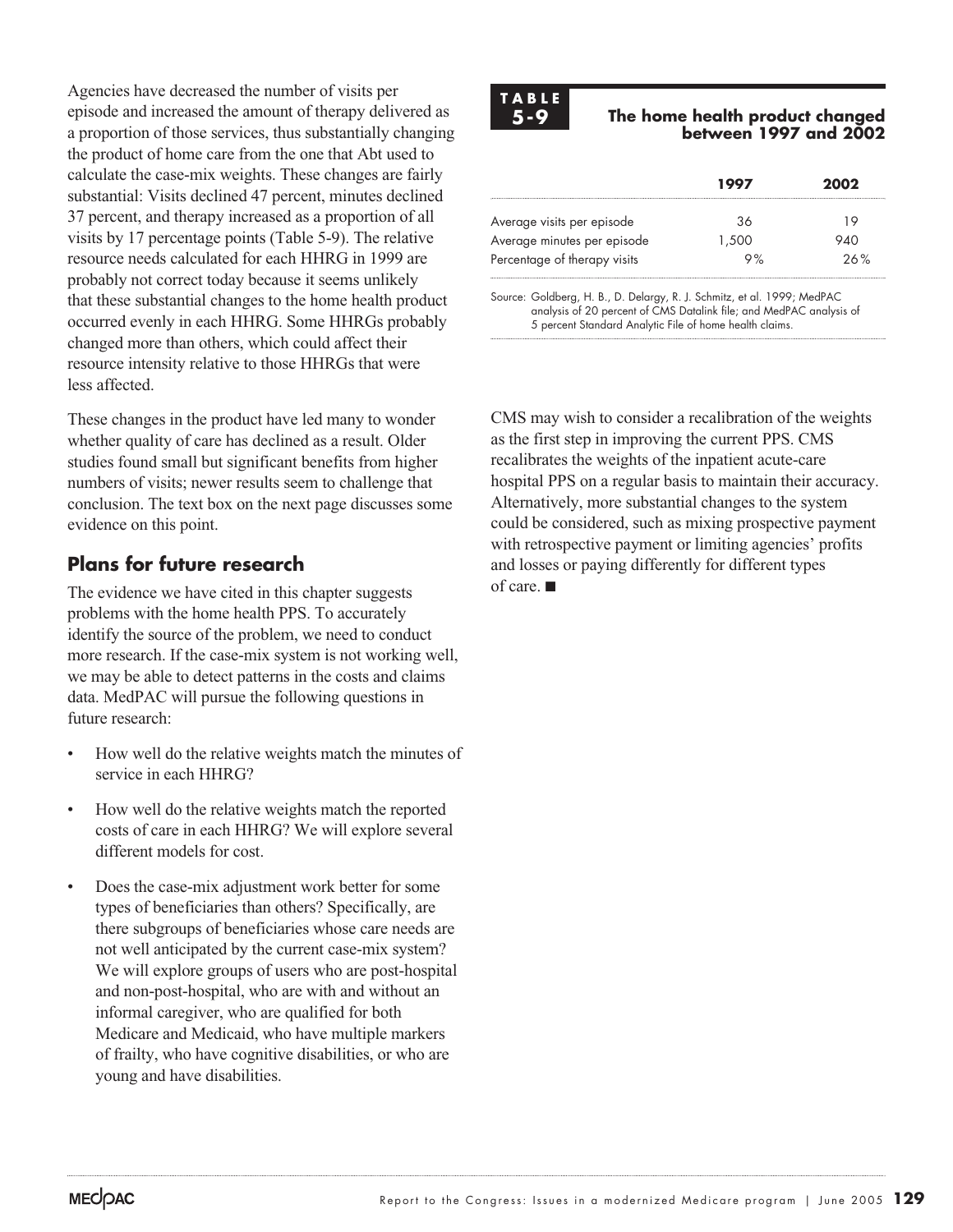Agencies have decreased the number of visits per episode and increased the amount of therapy delivered as a proportion of those services, thus substantially changing the product of home care from the one that Abt used to calculate the case-mix weights. These changes are fairly substantial: Visits declined 47 percent, minutes declined 37 percent, and therapy increased as a proportion of all visits by 17 percentage points (Table 5-9). The relative resource needs calculated for each HHRG in 1999 are probably not correct today because it seems unlikely that these substantial changes to the home health product occurred evenly in each HHRG. Some HHRGs probably changed more than others, which could affect their resource intensity relative to those HHRGs that were less affected.

These changes in the product have led many to wonder whether quality of care has declined as a result. Older studies found small but significant benefits from higher numbers of visits; newer results seem to challenge that conclusion. The text box on the next page discusses some evidence on this point.

**TABLE 5-9**

**The home health product changed between 1997 and 2002**

| | 1997 | 2002 |
|---|---|---|
| Average visits per episode | 36 | 19 |
| Average minutes per episode | 1,500 | 940 |
| Percentage of therapy visits | 9% | 26% |

Source: Goldberg, H. B., D. Delargy, R. J. Schmitz, et al. 1999; MedPAC analysis of 20 percent of CMS Datalink file; and MedPAC analysis of 5 percent Standard Analytic File of home health claims.

## Plans for future research

The evidence we have cited in this chapter suggests problems with the home health PPS. To accurately identify the source of the problem, we need to conduct more research. If the case-mix system is not working well, we may be able to detect patterns in the costs and claims data. MedPAC will pursue the following questions in future research:

- How well do the relative weights match the minutes of service in each HHRG?
- How well do the relative weights match the reported costs of care in each HHRG? We will explore several different models for cost.
- Does the case-mix adjustment work better for some types of beneficiaries than others? Specifically, are there subgroups of beneficiaries whose care needs are not well anticipated by the current case-mix system? We will explore groups of users who are post-hospital and non-post-hospital, who are with and without an informal caregiver, who are qualified for both Medicare and Medicaid, who have multiple markers of frailty, who have cognitive disabilities, or who are young and have disabilities.

CMS may wish to consider a recalibration of the weights as the first step in improving the current PPS. CMS recalibrates the weights of the inpatient acute-care hospital PPS on a regular basis to maintain their accuracy. Alternatively, more substantial changes to the system could be considered, such as mixing prospective payment with retrospective payment or limiting agencies' profits and losses or paying differently for different types of care. ■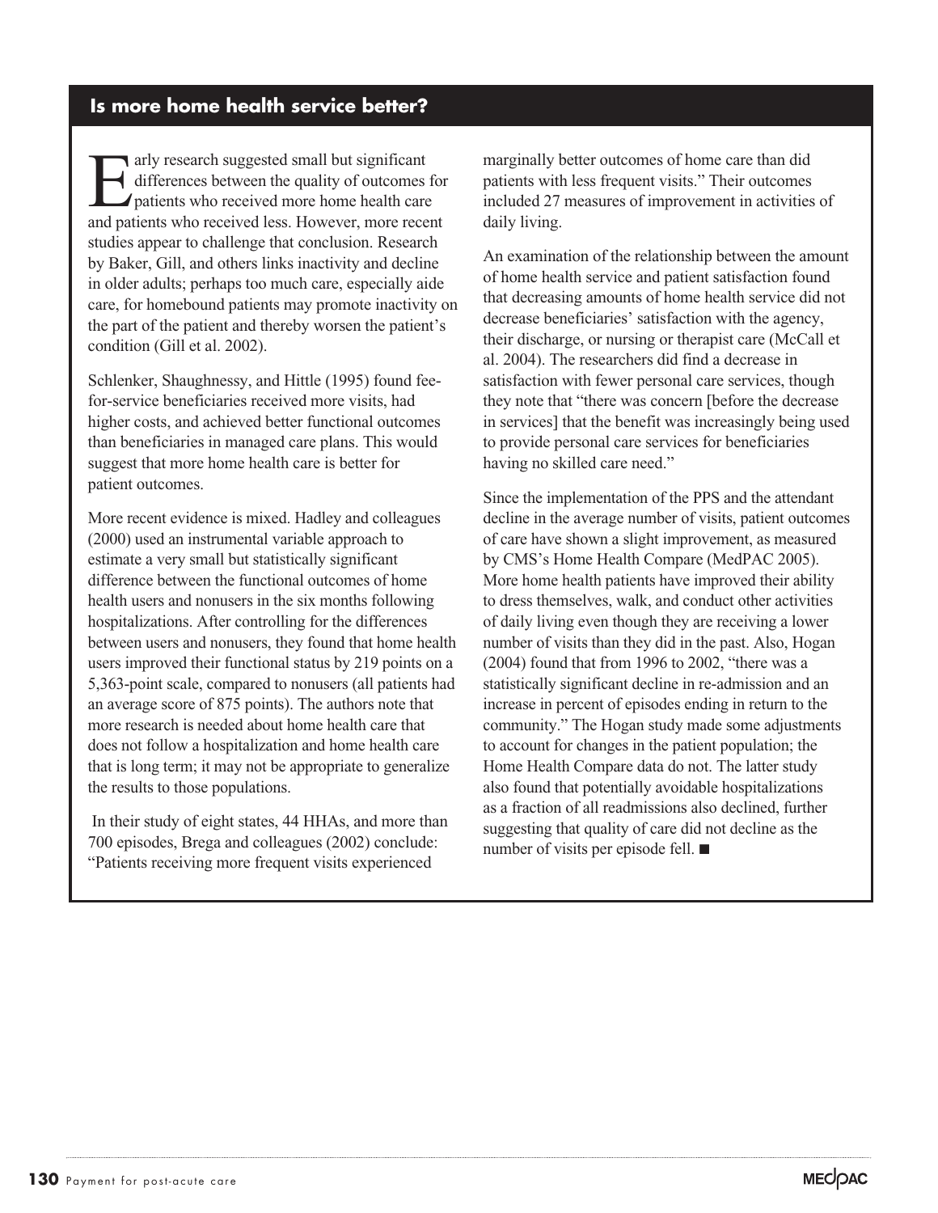## Is more home health service better?

Early research suggested small but significant differences between the quality of outcomes for patients who received more home health care and patients who received less. However, more recent studies appear to challenge that conclusion. Research by Baker, Gill, and others links inactivity and decline in older adults; perhaps too much care, especially aide care, for homebound patients may promote inactivity on the part of the patient and thereby worsen the patient's condition (Gill et al. 2002).

Schlenker, Shaughnessy, and Hittle (1995) found fee-for-service beneficiaries received more visits, had higher costs, and achieved better functional outcomes than beneficiaries in managed care plans. This would suggest that more home health care is better for patient outcomes.

More recent evidence is mixed. Hadley and colleagues (2000) used an instrumental variable approach to estimate a very small but statistically significant difference between the functional outcomes of home health users and nonusers in the six months following hospitalizations. After controlling for the differences between users and nonusers, they found that home health users improved their functional status by 219 points on a 5,363-point scale, compared to nonusers (all patients had an average score of 875 points). The authors note that more research is needed about home health care that does not follow a hospitalization and home health care that is long term; it may not be appropriate to generalize the results to those populations.

In their study of eight states, 44 HHAs, and more than 700 episodes, Brega and colleagues (2002) conclude: "Patients receiving more frequent visits experienced marginally better outcomes of home care than did patients with less frequent visits." Their outcomes included 27 measures of improvement in activities of daily living.

An examination of the relationship between the amount of home health service and patient satisfaction found that decreasing amounts of home health service did not decrease beneficiaries' satisfaction with the agency, their discharge, or nursing or therapist care (McCall et al. 2004). The researchers did find a decrease in satisfaction with fewer personal care services, though they note that "there was concern [before the decrease in services] that the benefit was increasingly being used to provide personal care services for beneficiaries having no skilled care need."

Since the implementation of the PPS and the attendant decline in the average number of visits, patient outcomes of care have shown a slight improvement, as measured by CMS's Home Health Compare (MedPAC 2005). More home health patients have improved their ability to dress themselves, walk, and conduct other activities of daily living even though they are receiving a lower number of visits than they did in the past. Also, Hogan (2004) found that from 1996 to 2002, "there was a statistically significant decline in re-admission and an increase in percent of episodes ending in return to the community." The Hogan study made some adjustments to account for changes in the patient population; the Home Health Compare data do not. The latter study also found that potentially avoidable hospitalizations as a fraction of all readmissions also declined, further suggesting that quality of care did not decline as the number of visits per episode fell. ■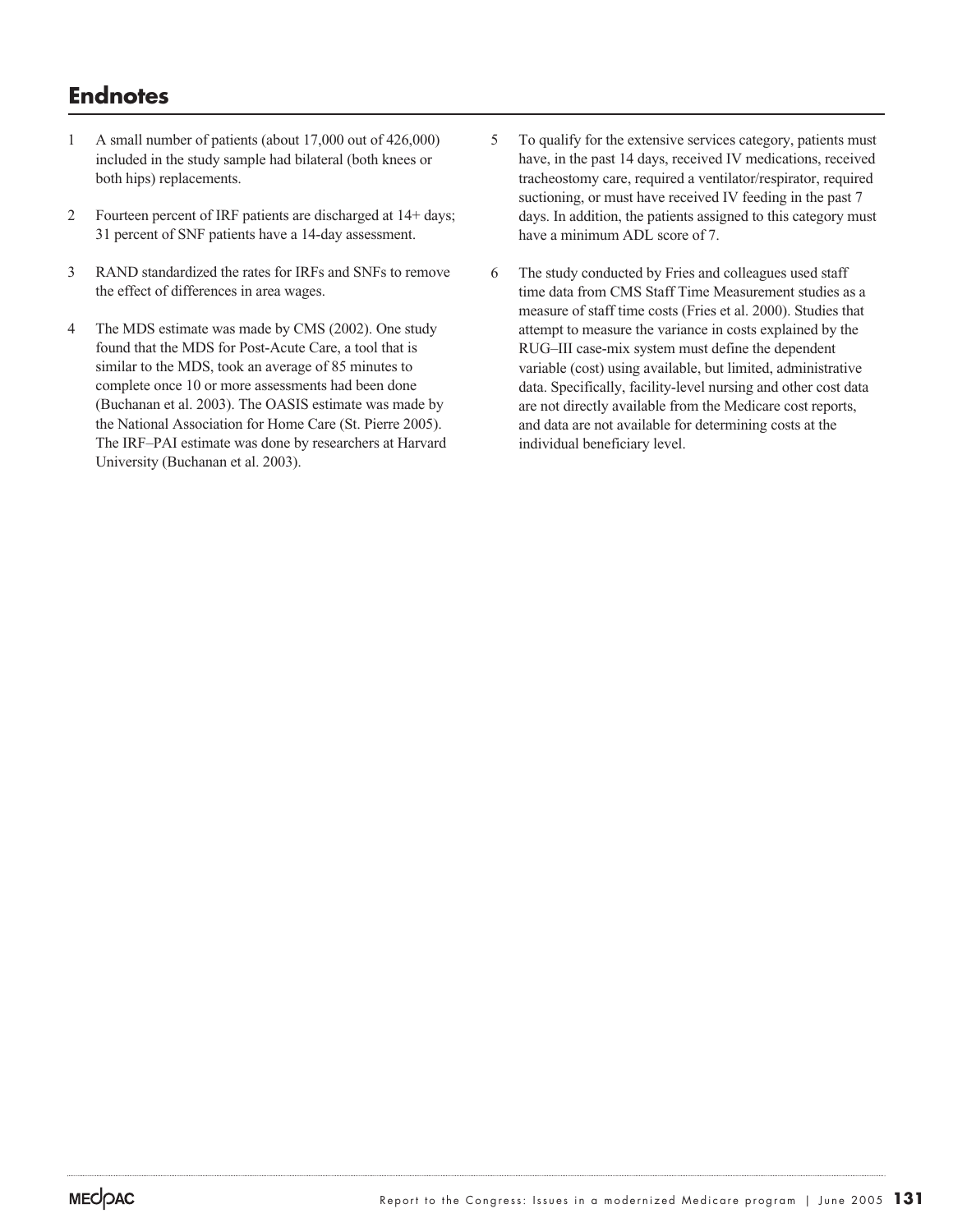## Endnotes

1. A small number of patients (about 17,000 out of 426,000) included in the study sample had bilateral (both knees or both hips) replacements.

2. Fourteen percent of IRF patients are discharged at 14+ days; 31 percent of SNF patients have a 14-day assessment.

3. RAND standardized the rates for IRFs and SNFs to remove the effect of differences in area wages.

4. The MDS estimate was made by CMS (2002). One study found that the MDS for Post-Acute Care, a tool that is similar to the MDS, took an average of 85 minutes to complete once 10 or more assessments had been done (Buchanan et al. 2003). The OASIS estimate was made by the National Association for Home Care (St. Pierre 2005). The IRF–PAI estimate was done by researchers at Harvard University (Buchanan et al. 2003).

5. To qualify for the extensive services category, patients must have, in the past 14 days, received IV medications, received tracheostomy care, required a ventilator/respirator, required suctioning, or must have received IV feeding in the past 7 days. In addition, the patients assigned to this category must have a minimum ADL score of 7.

6. The study conducted by Fries and colleagues used staff time data from CMS Staff Time Measurement studies as a measure of staff time costs (Fries et al. 2000). Studies that attempt to measure the variance in costs explained by the RUG–III case-mix system must define the dependent variable (cost) using available, but limited, administrative data. Specifically, facility-level nursing and other cost data are not directly available from the Medicare cost reports, and data are not available for determining costs at the individual beneficiary level.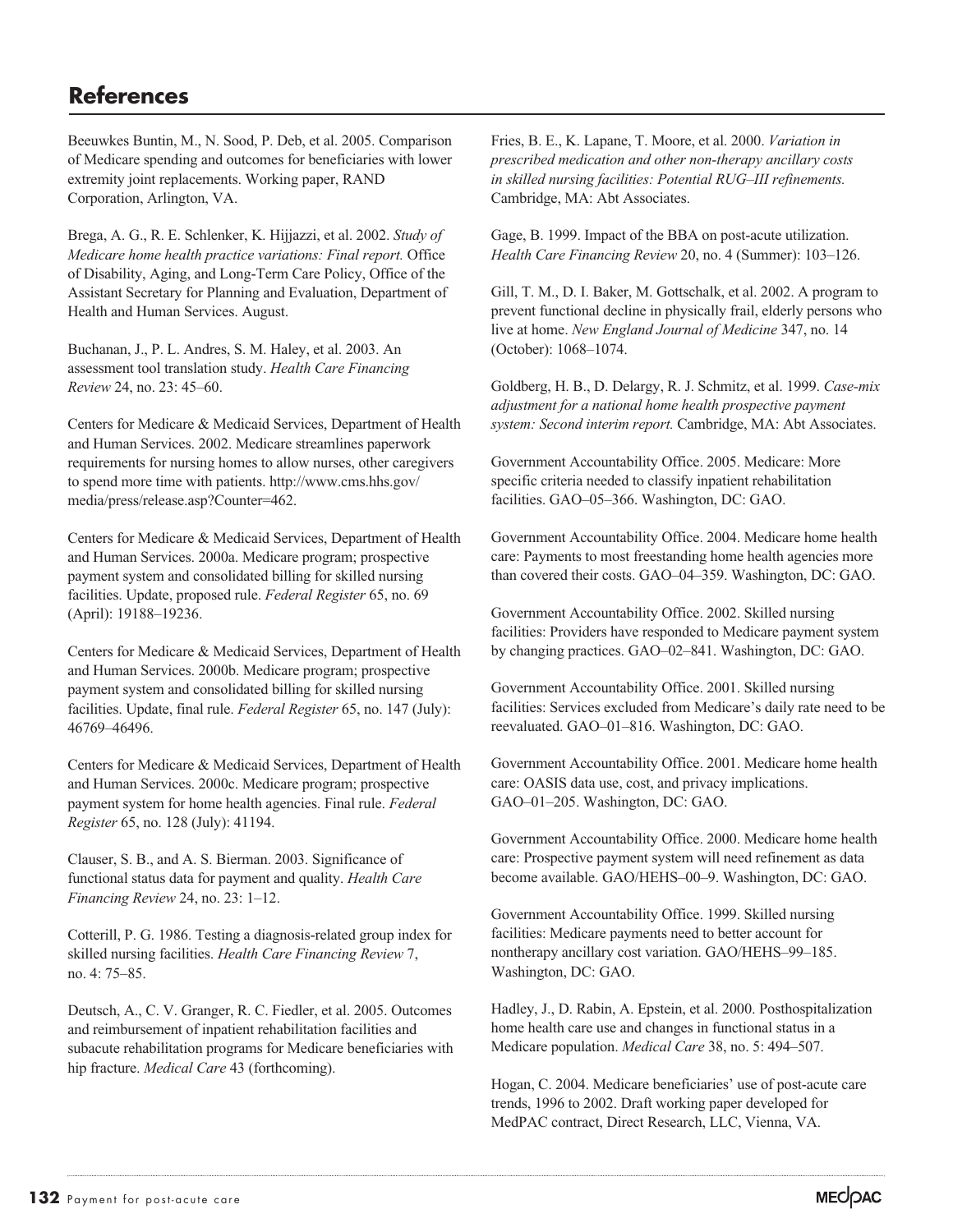# References

Beeuwkes Buntin, M., N. Sood, P. Deb, et al. 2005. Comparison of Medicare spending and outcomes for beneficiaries with lower extremity joint replacements. Working paper, RAND Corporation, Arlington, VA.

Brega, A. G., R. E. Schlenker, K. Hijjazzi, et al. 2002. *Study of Medicare home health practice variations: Final report.* Office of Disability, Aging, and Long-Term Care Policy, Office of the Assistant Secretary for Planning and Evaluation, Department of Health and Human Services. August.

Buchanan, J., P. L. Andres, S. M. Haley, et al. 2003. An assessment tool translation study. *Health Care Financing Review* 24, no. 23: 45–60.

Centers for Medicare & Medicaid Services, Department of Health and Human Services. 2002. Medicare streamlines paperwork requirements for nursing homes to allow nurses, other caregivers to spend more time with patients. http://www.cms.hhs.gov/media/press/release.asp?Counter=462.

Centers for Medicare & Medicaid Services, Department of Health and Human Services. 2000a. Medicare program; prospective payment system and consolidated billing for skilled nursing facilities. Update, proposed rule. *Federal Register* 65, no. 69 (April): 19188–19236.

Centers for Medicare & Medicaid Services, Department of Health and Human Services. 2000b. Medicare program; prospective payment system and consolidated billing for skilled nursing facilities. Update, final rule. *Federal Register* 65, no. 147 (July): 46769–46496.

Centers for Medicare & Medicaid Services, Department of Health and Human Services. 2000c. Medicare program; prospective payment system for home health agencies. Final rule. *Federal Register* 65, no. 128 (July): 41194.

Clauser, S. B., and A. S. Bierman. 2003. Significance of functional status data for payment and quality. *Health Care Financing Review* 24, no. 23: 1–12.

Cotterill, P. G. 1986. Testing a diagnosis-related group index for skilled nursing facilities. *Health Care Financing Review* 7, no. 4: 75–85.

Deutsch, A., C. V. Granger, R. C. Fiedler, et al. 2005. Outcomes and reimbursement of inpatient rehabilitation facilities and subacute rehabilitation programs for Medicare beneficiaries with hip fracture. *Medical Care* 43 (forthcoming).

Fries, B. E., K. Lapane, T. Moore, et al. 2000. *Variation in prescribed medication and other non-therapy ancillary costs in skilled nursing facilities: Potential RUG–III refinements.* Cambridge, MA: Abt Associates.

Gage, B. 1999. Impact of the BBA on post-acute utilization. *Health Care Financing Review* 20, no. 4 (Summer): 103–126.

Gill, T. M., D. I. Baker, M. Gottschalk, et al. 2002. A program to prevent functional decline in physically frail, elderly persons who live at home. *New England Journal of Medicine* 347, no. 14 (October): 1068–1074.

Goldberg, H. B., D. Delargy, R. J. Schmitz, et al. 1999. *Case-mix adjustment for a national home health prospective payment system: Second interim report.* Cambridge, MA: Abt Associates.

Government Accountability Office. 2005. Medicare: More specific criteria needed to classify inpatient rehabilitation facilities. GAO–05–366. Washington, DC: GAO.

Government Accountability Office. 2004. Medicare home health care: Payments to most freestanding home health agencies more than covered their costs. GAO–04–359. Washington, DC: GAO.

Government Accountability Office. 2002. Skilled nursing facilities: Providers have responded to Medicare payment system by changing practices. GAO–02–841. Washington, DC: GAO.

Government Accountability Office. 2001. Skilled nursing facilities: Services excluded from Medicare's daily rate need to be reevaluated. GAO–01–816. Washington, DC: GAO.

Government Accountability Office. 2001. Medicare home health care: OASIS data use, cost, and privacy implications. GAO–01–205. Washington, DC: GAO.

Government Accountability Office. 2000. Medicare home health care: Prospective payment system will need refinement as data become available. GAO/HEHS–00–9. Washington, DC: GAO.

Government Accountability Office. 1999. Skilled nursing facilities: Medicare payments need to better account for nontherapy ancillary cost variation. GAO/HEHS–99–185. Washington, DC: GAO.

Hadley, J., D. Rabin, A. Epstein, et al. 2000. Posthospitalization home health care use and changes in functional status in a Medicare population. *Medical Care* 38, no. 5: 494–507.

Hogan, C. 2004. Medicare beneficiaries' use of post-acute care trends, 1996 to 2002. Draft working paper developed for MedPAC contract, Direct Research, LLC, Vienna, VA.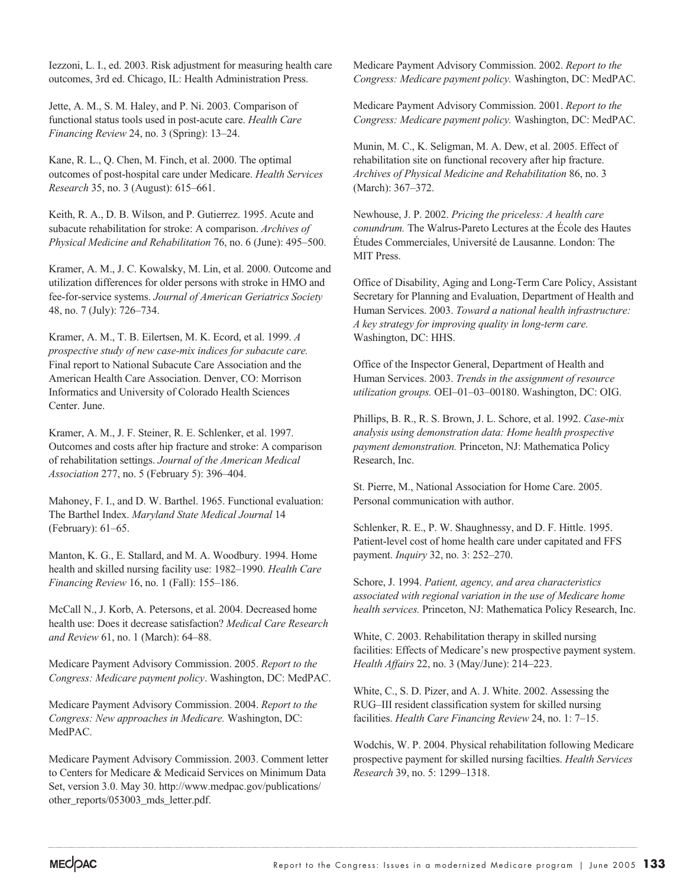Iezzoni, L. I., ed. 2003. Risk adjustment for measuring health care outcomes, 3rd ed. Chicago, IL: Health Administration Press.

Jette, A. M., S. M. Haley, and P. Ni. 2003. Comparison of functional status tools used in post-acute care. *Health Care Financing Review* 24, no. 3 (Spring): 13–24.

Kane, R. L., Q. Chen, M. Finch, et al. 2000. The optimal outcomes of post-hospital care under Medicare. *Health Services Research* 35, no. 3 (August): 615–661.

Keith, R. A., D. B. Wilson, and P. Gutierrez. 1995. Acute and subacute rehabilitation for stroke: A comparison. *Archives of Physical Medicine and Rehabilitation* 76, no. 6 (June): 495–500.

Kramer, A. M., J. C. Kowalsky, M. Lin, et al. 2000. Outcome and utilization differences for older persons with stroke in HMO and fee-for-service systems. *Journal of American Geriatrics Society* 48, no. 7 (July): 726–734.

Kramer, A. M., T. B. Eilertsen, M. K. Ecord, et al. 1999. *A prospective study of new case-mix indices for subacute care.* Final report to National Subacute Care Association and the American Health Care Association. Denver, CO: Morrison Informatics and University of Colorado Health Sciences Center. June.

Kramer, A. M., J. F. Steiner, R. E. Schlenker, et al. 1997. Outcomes and costs after hip fracture and stroke: A comparison of rehabilitation settings. *Journal of the American Medical Association* 277, no. 5 (February 5): 396–404.

Mahoney, F. I., and D. W. Barthel. 1965. Functional evaluation: The Barthel Index. *Maryland State Medical Journal* 14 (February): 61–65.

Manton, K. G., E. Stallard, and M. A. Woodbury. 1994. Home health and skilled nursing facility use: 1982–1990. *Health Care Financing Review* 16, no. 1 (Fall): 155–186.

McCall N., J. Korb, A. Petersons, et al. 2004. Decreased home health use: Does it decrease satisfaction? *Medical Care Research and Review* 61, no. 1 (March): 64–88.

Medicare Payment Advisory Commission. 2005. *Report to the Congress: Medicare payment policy*. Washington, DC: MedPAC.

Medicare Payment Advisory Commission. 2004. *Report to the Congress: New approaches in Medicare.* Washington, DC: MedPAC.

Medicare Payment Advisory Commission. 2003. Comment letter to Centers for Medicare & Medicaid Services on Minimum Data Set, version 3.0. May 30. http://www.medpac.gov/publications/other_reports/053003_mds_letter.pdf.

Medicare Payment Advisory Commission. 2002. *Report to the Congress: Medicare payment policy.* Washington, DC: MedPAC.

Medicare Payment Advisory Commission. 2001. *Report to the Congress: Medicare payment policy.* Washington, DC: MedPAC.

Munin, M. C., K. Seligman, M. A. Dew, et al. 2005. Effect of rehabilitation site on functional recovery after hip fracture. *Archives of Physical Medicine and Rehabilitation* 86, no. 3 (March): 367–372.

Newhouse, J. P. 2002. *Pricing the priceless: A health care conundrum.* The Walrus-Pareto Lectures at the École des Hautes Études Commerciales, Université de Lausanne. London: The MIT Press.

Office of Disability, Aging and Long-Term Care Policy, Assistant Secretary for Planning and Evaluation, Department of Health and Human Services. 2003. *Toward a national health infrastructure: A key strategy for improving quality in long-term care.* Washington, DC: HHS.

Office of the Inspector General, Department of Health and Human Services. 2003. *Trends in the assignment of resource utilization groups.* OEI–01–03–00180. Washington, DC: OIG.

Phillips, B. R., R. S. Brown, J. L. Schore, et al. 1992. *Case-mix analysis using demonstration data: Home health prospective payment demonstration.* Princeton, NJ: Mathematica Policy Research, Inc.

St. Pierre, M., National Association for Home Care. 2005. Personal communication with author.

Schlenker, R. E., P. W. Shaughnessy, and D. F. Hittle. 1995. Patient-level cost of home health care under capitated and FFS payment. *Inquiry* 32, no. 3: 252–270.

Schore, J. 1994. *Patient, agency, and area characteristics associated with regional variation in the use of Medicare home health services.* Princeton, NJ: Mathematica Policy Research, Inc.

White, C. 2003. Rehabilitation therapy in skilled nursing facilities: Effects of Medicare's new prospective payment system. *Health Affairs* 22, no. 3 (May/June): 214–223.

White, C., S. D. Pizer, and A. J. White. 2002. Assessing the RUG–III resident classification system for skilled nursing facilities. *Health Care Financing Review* 24, no. 1: 7–15.

Wodchis, W. P. 2004. Physical rehabilitation following Medicare prospective payment for skilled nursing facilties. *Health Services Research* 39, no. 5: 1299–1318.